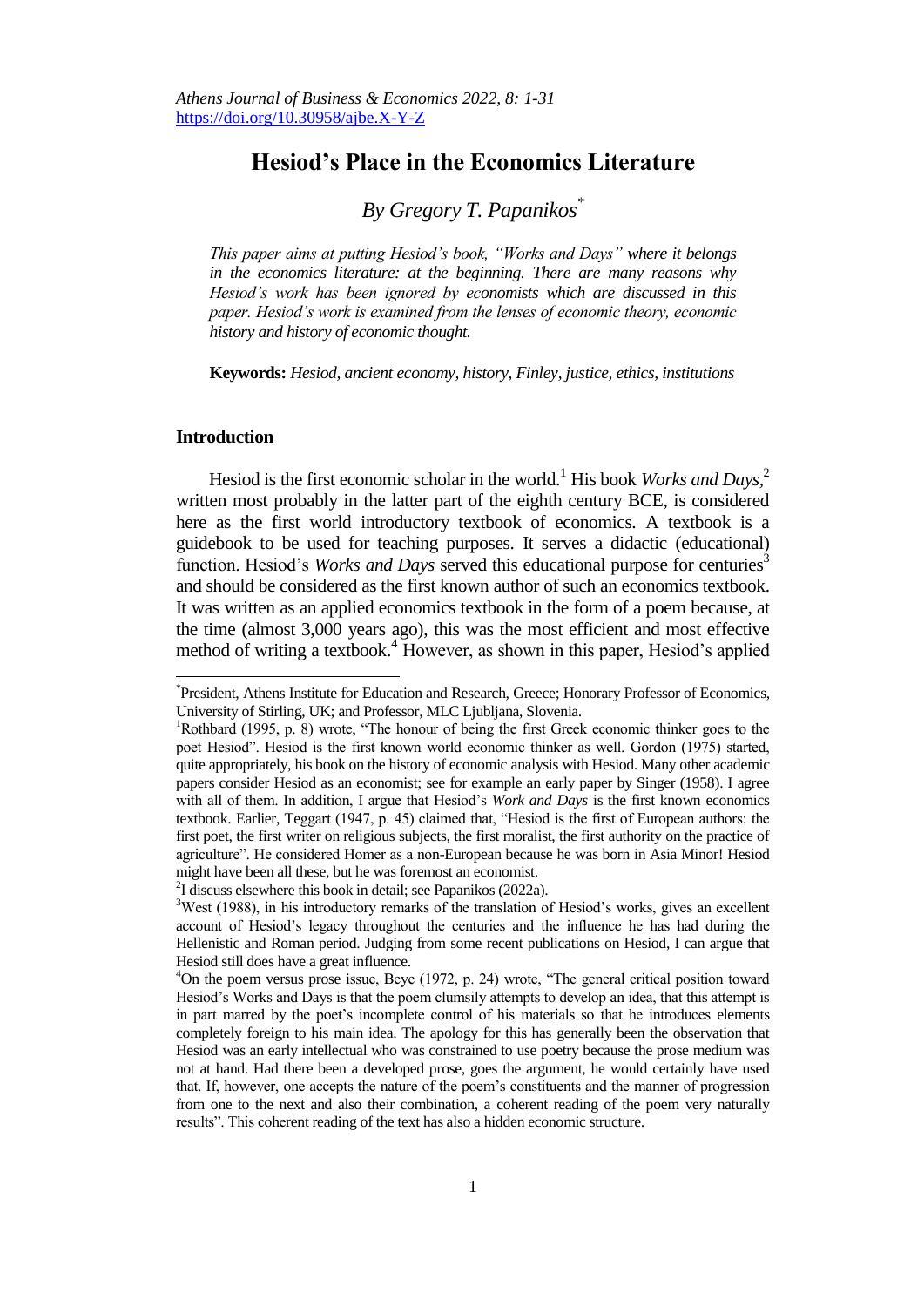# Hesiod's Place in the Economics Literature

*By Gregory T. Papanikos*[*]

*This paper aims at putting Hesiod's book, "Works and Days" where it belongs in the economics literature: at the beginning. There are many reasons why Hesiod's work has been ignored by economists which are discussed in this paper. Hesiod's work is examined from the lenses of economic theory, economic history and history of economic thought.*

**Keywords:** *Hesiod, ancient economy, history, Finley, justice, ethics, institutions*

## Introduction

Hesiod is the first economic scholar in the world.[1] His book *Works and Days*,[2] written most probably in the latter part of the eighth century BCE, is considered here as the first world introductory textbook of economics. A textbook is a guidebook to be used for teaching purposes. It serves a didactic (educational) function. Hesiod's *Works and Days* served this educational purpose for centuries[3] and should be considered as the first known author of such an economics textbook. It was written as an applied economics textbook in the form of a poem because, at the time (almost 3,000 years ago), this was the most efficient and most effective method of writing a textbook.[4] However, as shown in this paper, Hesiod's applied

---

[*] President, Athens Institute for Education and Research, Greece; Honorary Professor of Economics, University of Stirling, UK; and Professor, MLC Ljubljana, Slovenia.

[1] Rothbard (1995, p. 8) wrote, "The honour of being the first Greek economic thinker goes to the poet Hesiod". Hesiod is the first known world economic thinker as well. Gordon (1975) started, quite appropriately, his book on the history of economic analysis with Hesiod. Many other academic papers consider Hesiod as an economist; see for example an early paper by Singer (1958). I agree with all of them. In addition, I argue that Hesiod's *Work and Days* is the first known economics textbook. Earlier, Teggart (1947, p. 45) claimed that, "Hesiod is the first of European authors: the first poet, the first writer on religious subjects, the first moralist, the first authority on the practice of agriculture". He considered Homer as a non-European because he was born in Asia Minor! Hesiod might have been all these, but he was foremost an economist.

[2] I discuss elsewhere this book in detail; see Papanikos (2022a).

[3] West (1988), in his introductory remarks of the translation of Hesiod's works, gives an excellent account of Hesiod's legacy throughout the centuries and the influence he has had during the Hellenistic and Roman period. Judging from some recent publications on Hesiod, I can argue that Hesiod still does have a great influence.

[4] On the poem versus prose issue, Beye (1972, p. 24) wrote, "The general critical position toward Hesiod's Works and Days is that the poem clumsily attempts to develop an idea, that this attempt is in part marred by the poet's incomplete control of his materials so that he introduces elements completely foreign to his main idea. The apology for this has generally been the observation that Hesiod was an early intellectual who was constrained to use poetry because the prose medium was not at hand. Had there been a developed prose, goes the argument, he would certainly have used that. If, however, one accepts the nature of the poem's constituents and the manner of progression from one to the next and also their combination, a coherent reading of the poem very naturally results". This coherent reading of the text has also a hidden economic structure.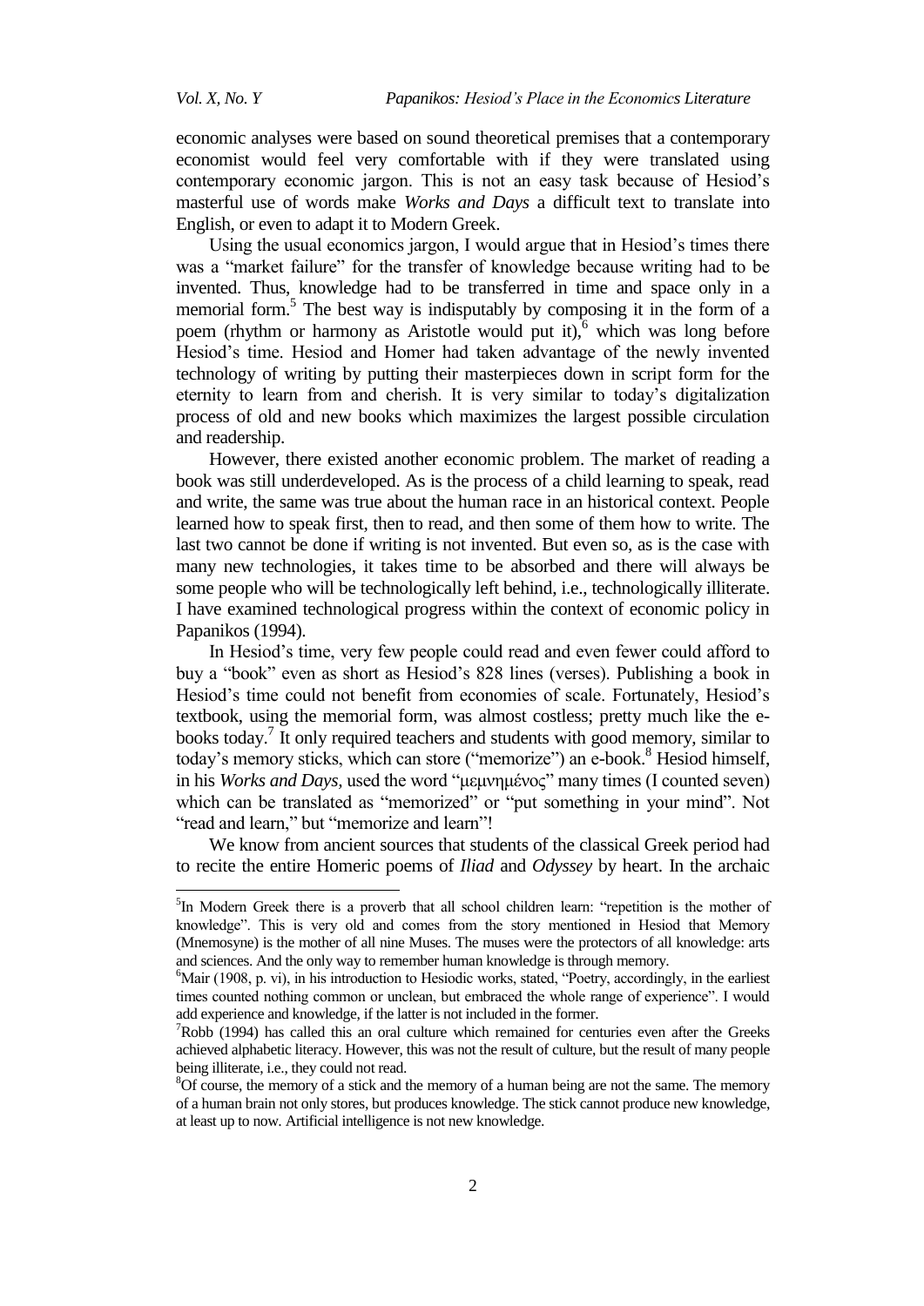economic analyses were based on sound theoretical premises that a contemporary economist would feel very comfortable with if they were translated using contemporary economic jargon. This is not an easy task because of Hesiod's masterful use of words make *Works and Days* a difficult text to translate into English, or even to adapt it to Modern Greek.

Using the usual economics jargon, I would argue that in Hesiod's times there was a "market failure" for the transfer of knowledge because writing had to be invented. Thus, knowledge had to be transferred in time and space only in a memorial form.[5] The best way is indisputably by composing it in the form of a poem (rhythm or harmony as Aristotle would put it),[6] which was long before Hesiod's time. Hesiod and Homer had taken advantage of the newly invented technology of writing by putting their masterpieces down in script form for the eternity to learn from and cherish. It is very similar to today's digitalization process of old and new books which maximizes the largest possible circulation and readership.

However, there existed another economic problem. The market of reading a book was still underdeveloped. As is the process of a child learning to speak, read and write, the same was true about the human race in an historical context. People learned how to speak first, then to read, and then some of them how to write. The last two cannot be done if writing is not invented. But even so, as is the case with many new technologies, it takes time to be absorbed and there will always be some people who will be technologically left behind, i.e., technologically illiterate. I have examined technological progress within the context of economic policy in Papanikos (1994).

In Hesiod's time, very few people could read and even fewer could afford to buy a "book" even as short as Hesiod's 828 lines (verses). Publishing a book in Hesiod's time could not benefit from economies of scale. Fortunately, Hesiod's textbook, using the memorial form, was almost costless; pretty much like the e-books today.[7] It only required teachers and students with good memory, similar to today's memory sticks, which can store ("memorize") an e-book.[8] Hesiod himself, in his *Works and Days,* used the word "μεμνημένος" many times (I counted seven) which can be translated as "memorized" or "put something in your mind". Not "read and learn," but "memorize and learn"!

We know from ancient sources that students of the classical Greek period had to recite the entire Homeric poems of *Iliad* and *Odyssey* by heart. In the archaic

---

[5] In Modern Greek there is a proverb that all school children learn: "repetition is the mother of knowledge". This is very old and comes from the story mentioned in Hesiod that Memory (Mnemosyne) is the mother of all nine Muses. The muses were the protectors of all knowledge: arts and sciences. And the only way to remember human knowledge is through memory.

[6] Mair (1908, p. vi), in his introduction to Hesiodic works, stated, "Poetry, accordingly, in the earliest times counted nothing common or unclean, but embraced the whole range of experience". I would add experience and knowledge, if the latter is not included in the former.

[7] Robb (1994) has called this an oral culture which remained for centuries even after the Greeks achieved alphabetic literacy. However, this was not the result of culture, but the result of many people being illiterate, i.e., they could not read.

[8] Of course, the memory of a stick and the memory of a human being are not the same. The memory of a human brain not only stores, but produces knowledge. The stick cannot produce new knowledge, at least up to now. Artificial intelligence is not new knowledge.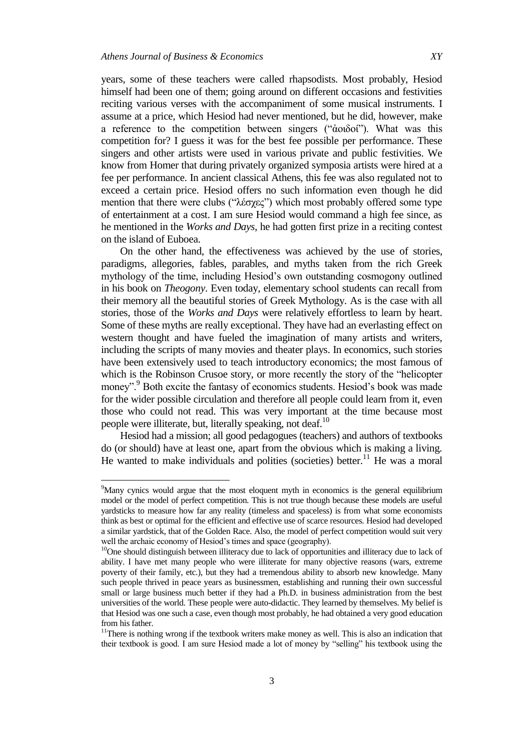years, some of these teachers were called rhapsodists. Most probably, Hesiod himself had been one of them; going around on different occasions and festivities reciting various verses with the accompaniment of some musical instruments. I assume at a price, which Hesiod had never mentioned, but he did, however, make a reference to the competition between singers ("ἀοιδοί"). What was this competition for? I guess it was for the best fee possible per performance. These singers and other artists were used in various private and public festivities. We know from Homer that during privately organized symposia artists were hired at a fee per performance. In ancient classical Athens, this fee was also regulated not to exceed a certain price. Hesiod offers no such information even though he did mention that there were clubs ("λέσχες") which most probably offered some type of entertainment at a cost. I am sure Hesiod would command a high fee since, as he mentioned in the *Works and Days*, he had gotten first prize in a reciting contest on the island of Euboea.

On the other hand, the effectiveness was achieved by the use of stories, paradigms, allegories, fables, parables, and myths taken from the rich Greek mythology of the time, including Hesiod's own outstanding cosmogony outlined in his book on *Theogony*. Even today, elementary school students can recall from their memory all the beautiful stories of Greek Mythology. As is the case with all stories, those of the *Works and Days* were relatively effortless to learn by heart. Some of these myths are really exceptional. They have had an everlasting effect on western thought and have fueled the imagination of many artists and writers, including the scripts of many movies and theater plays. In economics, such stories have been extensively used to teach introductory economics; the most famous of which is the Robinson Crusoe story, or more recently the story of the "helicopter money".[9] Both excite the fantasy of economics students. Hesiod's book was made for the wider possible circulation and therefore all people could learn from it, even those who could not read. This was very important at the time because most people were illiterate, but, literally speaking, not deaf.[10]

Hesiod had a mission; all good pedagogues (teachers) and authors of textbooks do (or should) have at least one, apart from the obvious which is making a living. He wanted to make individuals and polities (societies) better.[11] He was a moral

---

[9] Many cynics would argue that the most eloquent myth in economics is the general equilibrium model or the model of perfect competition. This is not true though because these models are useful yardsticks to measure how far any reality (timeless and spaceless) is from what some economists think as best or optimal for the efficient and effective use of scarce resources. Hesiod had developed a similar yardstick, that of the Golden Race. Also, the model of perfect competition would suit very well the archaic economy of Hesiod's times and space (geography).

[10] One should distinguish between illiteracy due to lack of opportunities and illiteracy due to lack of ability. I have met many people who were illiterate for many objective reasons (wars, extreme poverty of their family, etc.), but they had a tremendous ability to absorb new knowledge. Many such people thrived in peace years as businessmen, establishing and running their own successful small or large business much better if they had a Ph.D. in business administration from the best universities of the world. These people were auto-didactic. They learned by themselves. My belief is that Hesiod was one such a case, even though most probably, he had obtained a very good education from his father.

[11] There is nothing wrong if the textbook writers make money as well. This is also an indication that their textbook is good. I am sure Hesiod made a lot of money by "selling" his textbook using the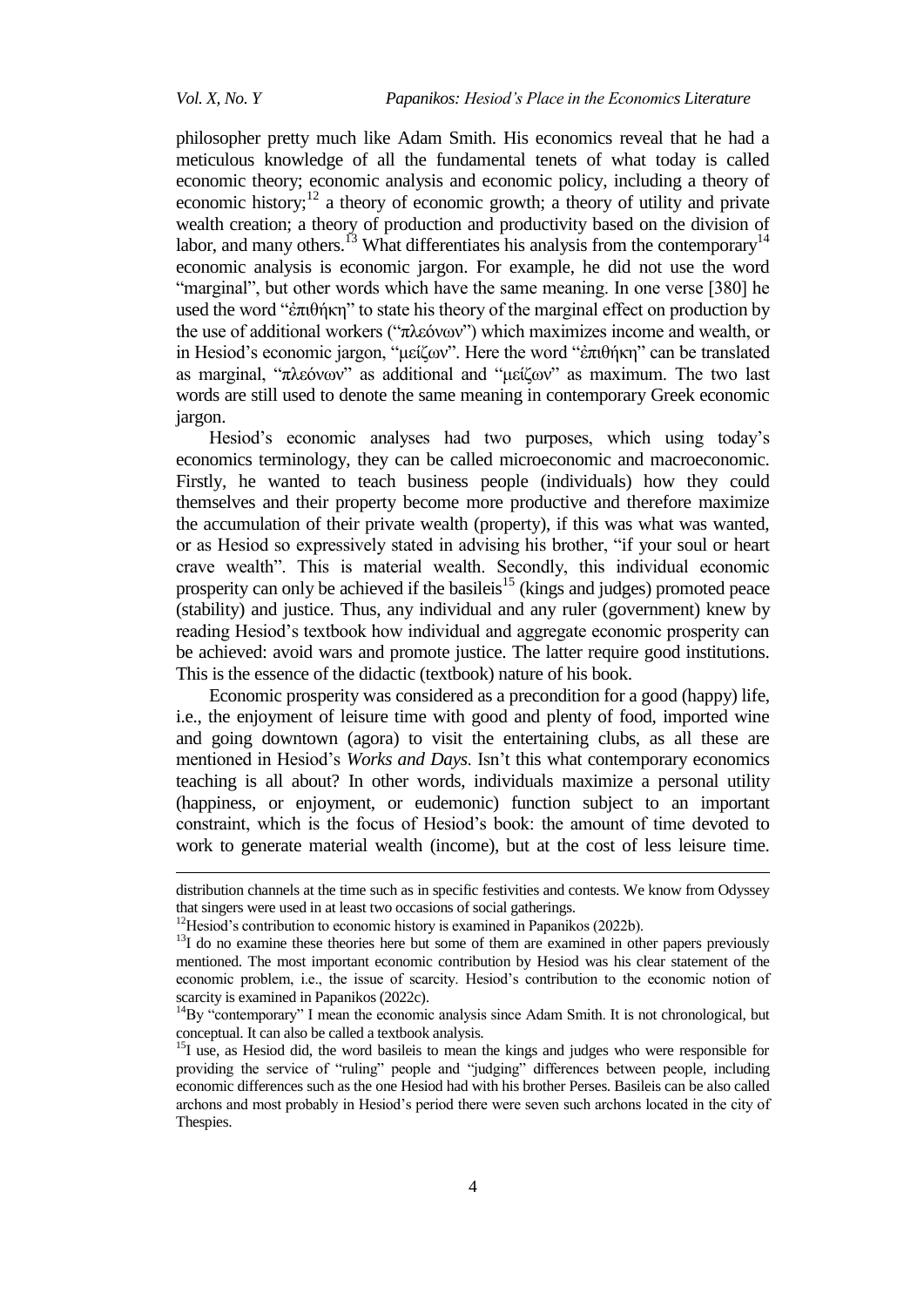philosopher pretty much like Adam Smith. His economics reveal that he had a meticulous knowledge of all the fundamental tenets of what today is called economic theory; economic analysis and economic policy, including a theory of economic history;[12] a theory of economic growth; a theory of utility and private wealth creation; a theory of production and productivity based on the division of labor, and many others.[13] What differentiates his analysis from the contemporary[14] economic analysis is economic jargon. For example, he did not use the word "marginal", but other words which have the same meaning. In one verse [380] he used the word "ἐπιθήκη" to state his theory of the marginal effect on production by the use of additional workers ("πλεόνων") which maximizes income and wealth, or in Hesiod's economic jargon, "μείζων". Here the word "ἐπιθήκη" can be translated as marginal, "πλεόνων" as additional and "μείζων" as maximum. The two last words are still used to denote the same meaning in contemporary Greek economic jargon.

Hesiod's economic analyses had two purposes, which using today's economics terminology, they can be called microeconomic and macroeconomic. Firstly, he wanted to teach business people (individuals) how they could themselves and their property become more productive and therefore maximize the accumulation of their private wealth (property), if this was what was wanted, or as Hesiod so expressively stated in advising his brother, "if your soul or heart crave wealth". This is material wealth. Secondly, this individual economic prosperity can only be achieved if the basileis[15] (kings and judges) promoted peace (stability) and justice. Thus, any individual and any ruler (government) knew by reading Hesiod's textbook how individual and aggregate economic prosperity can be achieved: avoid wars and promote justice. The latter require good institutions. This is the essence of the didactic (textbook) nature of his book.

Economic prosperity was considered as a precondition for a good (happy) life, i.e., the enjoyment of leisure time with good and plenty of food, imported wine and going downtown (agora) to visit the entertaining clubs, as all these are mentioned in Hesiod's *Works and Days*. Isn't this what contemporary economics teaching is all about? In other words, individuals maximize a personal utility (happiness, or enjoyment, or eudemonic) function subject to an important constraint, which is the focus of Hesiod's book: the amount of time devoted to work to generate material wealth (income), but at the cost of less leisure time.

---

distribution channels at the time such as in specific festivities and contests. We know from Odyssey that singers were used in at least two occasions of social gatherings.

[12]Hesiod's contribution to economic history is examined in Papanikos (2022b).

[13]I do no examine these theories here but some of them are examined in other papers previously mentioned. The most important economic contribution by Hesiod was his clear statement of the economic problem, i.e., the issue of scarcity. Hesiod's contribution to the economic notion of scarcity is examined in Papanikos (2022c).

[14]By "contemporary" I mean the economic analysis since Adam Smith. It is not chronological, but conceptual. It can also be called a textbook analysis.

[15]I use, as Hesiod did, the word basileis to mean the kings and judges who were responsible for providing the service of "ruling" people and "judging" differences between people, including economic differences such as the one Hesiod had with his brother Perses. Basileis can be also called archons and most probably in Hesiod's period there were seven such archons located in the city of Thespies.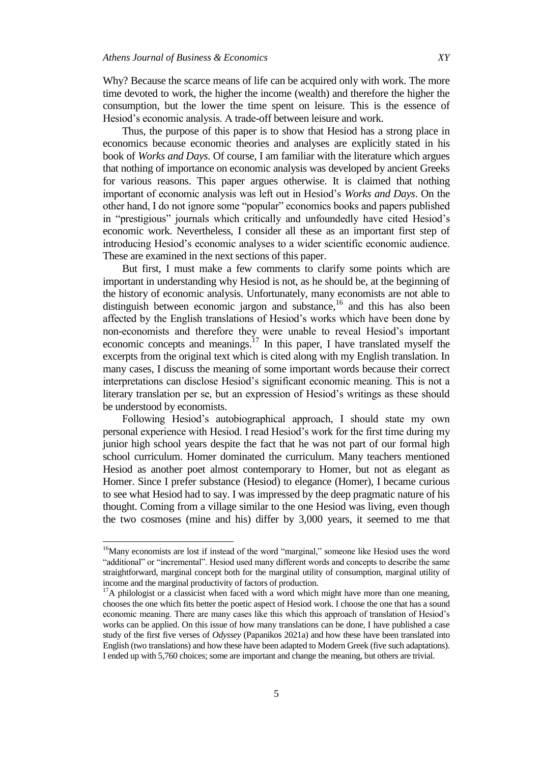Why? Because the scarce means of life can be acquired only with work. The more time devoted to work, the higher the income (wealth) and therefore the higher the consumption, but the lower the time spent on leisure. This is the essence of Hesiod's economic analysis. A trade-off between leisure and work.

Thus, the purpose of this paper is to show that Hesiod has a strong place in economics because economic theories and analyses are explicitly stated in his book of *Works and Days.* Of course, I am familiar with the literature which argues that nothing of importance on economic analysis was developed by ancient Greeks for various reasons. This paper argues otherwise. It is claimed that nothing important of economic analysis was left out in Hesiod's *Works and Days*. On the other hand, I do not ignore some "popular" economics books and papers published in "prestigious" journals which critically and unfoundedly have cited Hesiod's economic work. Nevertheless, I consider all these as an important first step of introducing Hesiod's economic analyses to a wider scientific economic audience. These are examined in the next sections of this paper.

But first, I must make a few comments to clarify some points which are important in understanding why Hesiod is not, as he should be, at the beginning of the history of economic analysis. Unfortunately, many economists are not able to distinguish between economic jargon and substance,[16] and this has also been affected by the English translations of Hesiod's works which have been done by non-economists and therefore they were unable to reveal Hesiod's important economic concepts and meanings.[17] In this paper, I have translated myself the excerpts from the original text which is cited along with my English translation. In many cases, I discuss the meaning of some important words because their correct interpretations can disclose Hesiod's significant economic meaning. This is not a literary translation per se, but an expression of Hesiod's writings as these should be understood by economists.

Following Hesiod's autobiographical approach, I should state my own personal experience with Hesiod. I read Hesiod's work for the first time during my junior high school years despite the fact that he was not part of our formal high school curriculum. Homer dominated the curriculum. Many teachers mentioned Hesiod as another poet almost contemporary to Homer, but not as elegant as Homer. Since I prefer substance (Hesiod) to elegance (Homer), I became curious to see what Hesiod had to say. I was impressed by the deep pragmatic nature of his thought. Coming from a village similar to the one Hesiod was living, even though the two cosmoses (mine and his) differ by 3,000 years, it seemed to me that

---

[16] Many economists are lost if instead of the word "marginal," someone like Hesiod uses the word "additional" or "incremental". Hesiod used many different words and concepts to describe the same straightforward, marginal concept both for the marginal utility of consumption, marginal utility of income and the marginal productivity of factors of production.

[17] A philologist or a classicist when faced with a word which might have more than one meaning, chooses the one which fits better the poetic aspect of Hesiod work. I choose the one that has a sound economic meaning. There are many cases like this which this approach of translation of Hesiod's works can be applied. On this issue of how many translations can be done, I have published a case study of the first five verses of *Odyssey* (Papanikos 2021a) and how these have been translated into English (two translations) and how these have been adapted to Modern Greek (five such adaptations). I ended up with 5,760 choices; some are important and change the meaning, but others are trivial.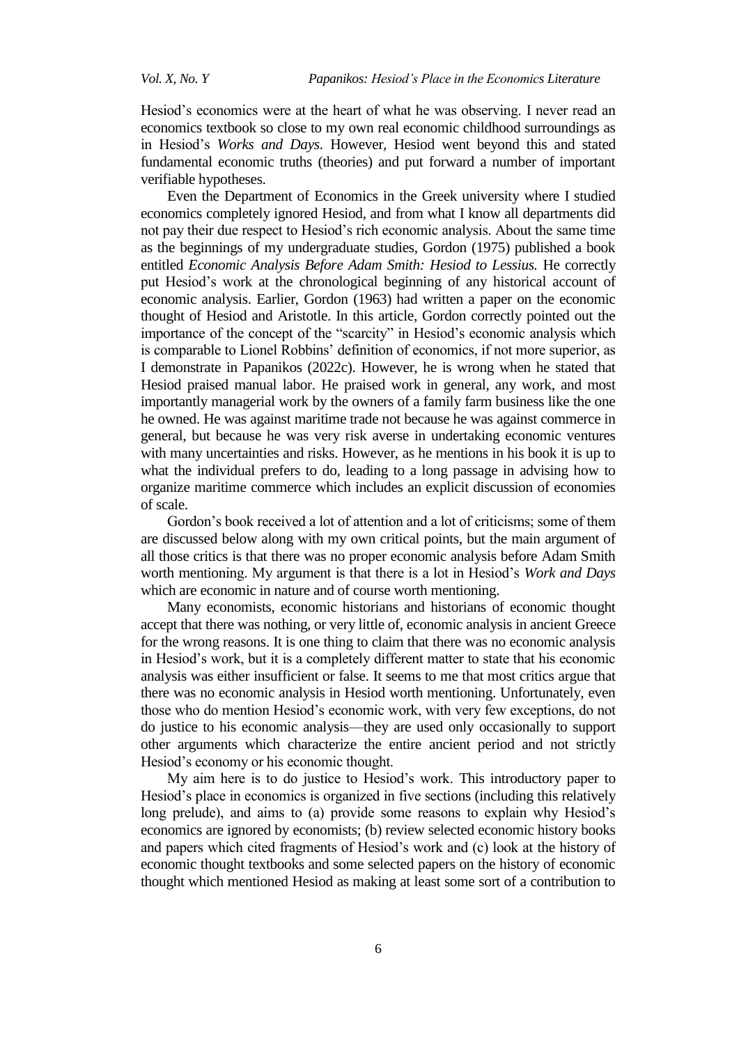Hesiod's economics were at the heart of what he was observing. I never read an economics textbook so close to my own real economic childhood surroundings as in Hesiod's *Works and Days*. However, Hesiod went beyond this and stated fundamental economic truths (theories) and put forward a number of important verifiable hypotheses.

Even the Department of Economics in the Greek university where I studied economics completely ignored Hesiod, and from what I know all departments did not pay their due respect to Hesiod's rich economic analysis. About the same time as the beginnings of my undergraduate studies, Gordon (1975) published a book entitled *Economic Analysis Before Adam Smith: Hesiod to Lessius.* He correctly put Hesiod's work at the chronological beginning of any historical account of economic analysis. Earlier, Gordon (1963) had written a paper on the economic thought of Hesiod and Aristotle. In this article, Gordon correctly pointed out the importance of the concept of the "scarcity" in Hesiod's economic analysis which is comparable to Lionel Robbins' definition of economics, if not more superior, as I demonstrate in Papanikos (2022c). However, he is wrong when he stated that Hesiod praised manual labor. He praised work in general, any work, and most importantly managerial work by the owners of a family farm business like the one he owned. He was against maritime trade not because he was against commerce in general, but because he was very risk averse in undertaking economic ventures with many uncertainties and risks. However, as he mentions in his book it is up to what the individual prefers to do, leading to a long passage in advising how to organize maritime commerce which includes an explicit discussion of economies of scale.

Gordon's book received a lot of attention and a lot of criticisms; some of them are discussed below along with my own critical points, but the main argument of all those critics is that there was no proper economic analysis before Adam Smith worth mentioning. My argument is that there is a lot in Hesiod's *Work and Days* which are economic in nature and of course worth mentioning.

Many economists, economic historians and historians of economic thought accept that there was nothing, or very little of, economic analysis in ancient Greece for the wrong reasons. It is one thing to claim that there was no economic analysis in Hesiod's work, but it is a completely different matter to state that his economic analysis was either insufficient or false. It seems to me that most critics argue that there was no economic analysis in Hesiod worth mentioning. Unfortunately, even those who do mention Hesiod's economic work, with very few exceptions, do not do justice to his economic analysis—they are used only occasionally to support other arguments which characterize the entire ancient period and not strictly Hesiod's economy or his economic thought.

My aim here is to do justice to Hesiod's work. This introductory paper to Hesiod's place in economics is organized in five sections (including this relatively long prelude), and aims to (a) provide some reasons to explain why Hesiod's economics are ignored by economists; (b) review selected economic history books and papers which cited fragments of Hesiod's work and (c) look at the history of economic thought textbooks and some selected papers on the history of economic thought which mentioned Hesiod as making at least some sort of a contribution to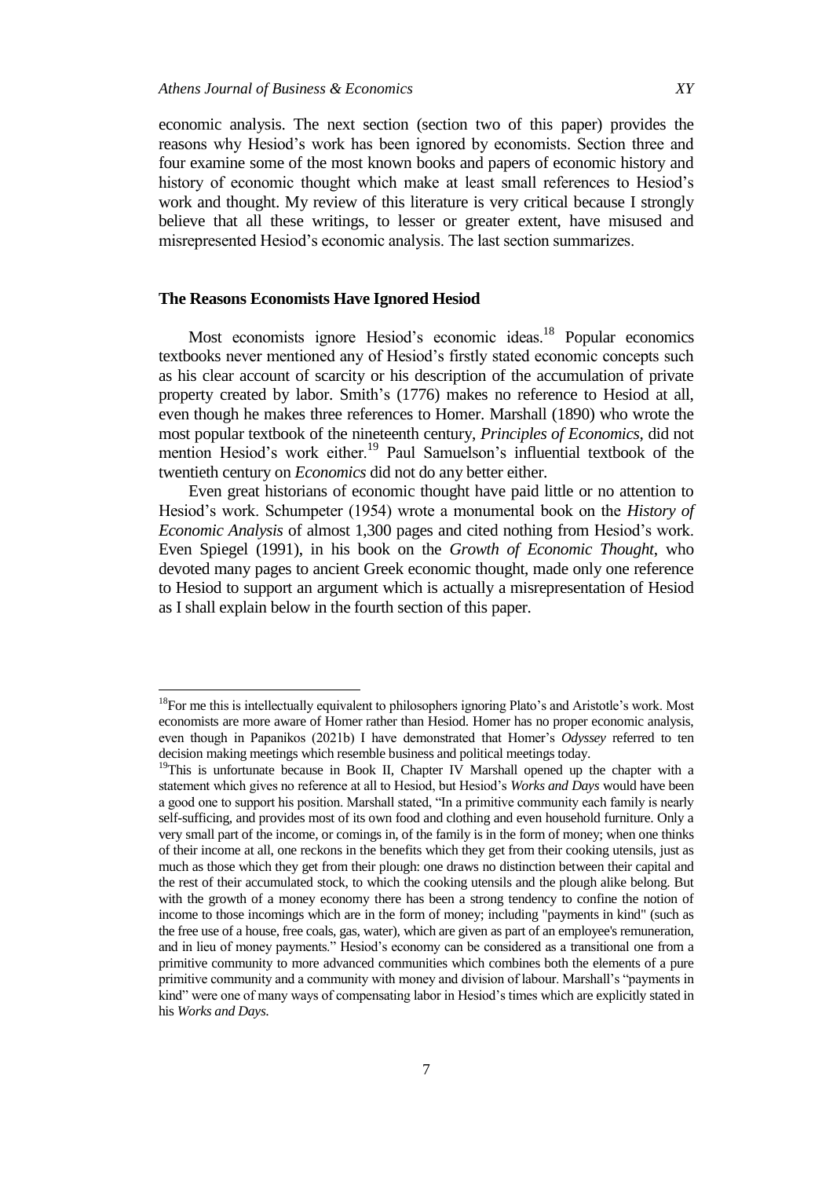economic analysis. The next section (section two of this paper) provides the reasons why Hesiod's work has been ignored by economists. Section three and four examine some of the most known books and papers of economic history and history of economic thought which make at least small references to Hesiod's work and thought. My review of this literature is very critical because I strongly believe that all these writings, to lesser or greater extent, have misused and misrepresented Hesiod's economic analysis. The last section summarizes.

## The Reasons Economists Have Ignored Hesiod

Most economists ignore Hesiod's economic ideas.[18] Popular economics textbooks never mentioned any of Hesiod's firstly stated economic concepts such as his clear account of scarcity or his description of the accumulation of private property created by labor. Smith's (1776) makes no reference to Hesiod at all, even though he makes three references to Homer. Marshall (1890) who wrote the most popular textbook of the nineteenth century, *Principles of Economics*, did not mention Hesiod's work either.[19] Paul Samuelson's influential textbook of the twentieth century on *Economics* did not do any better either.

Even great historians of economic thought have paid little or no attention to Hesiod's work. Schumpeter (1954) wrote a monumental book on the *History of Economic Analysis* of almost 1,300 pages and cited nothing from Hesiod's work. Even Spiegel (1991), in his book on the *Growth of Economic Thought*, who devoted many pages to ancient Greek economic thought, made only one reference to Hesiod to support an argument which is actually a misrepresentation of Hesiod as I shall explain below in the fourth section of this paper.

---

[18] For me this is intellectually equivalent to philosophers ignoring Plato's and Aristotle's work. Most economists are more aware of Homer rather than Hesiod. Homer has no proper economic analysis, even though in Papanikos (2021b) I have demonstrated that Homer's *Odyssey* referred to ten decision making meetings which resemble business and political meetings today.

[19] This is unfortunate because in Book II, Chapter IV Marshall opened up the chapter with a statement which gives no reference at all to Hesiod, but Hesiod's *Works and Days* would have been a good one to support his position. Marshall stated, "In a primitive community each family is nearly self-sufficing, and provides most of its own food and clothing and even household furniture. Only a very small part of the income, or comings in, of the family is in the form of money; when one thinks of their income at all, one reckons in the benefits which they get from their cooking utensils, just as much as those which they get from their plough: one draws no distinction between their capital and the rest of their accumulated stock, to which the cooking utensils and the plough alike belong. But with the growth of a money economy there has been a strong tendency to confine the notion of income to those incomings which are in the form of money; including "payments in kind" (such as the free use of a house, free coals, gas, water), which are given as part of an employee's remuneration, and in lieu of money payments." Hesiod's economy can be considered as a transitional one from a primitive community to more advanced communities which combines both the elements of a pure primitive community and a community with money and division of labour. Marshall's "payments in kind" were one of many ways of compensating labor in Hesiod's times which are explicitly stated in his *Works and Days*.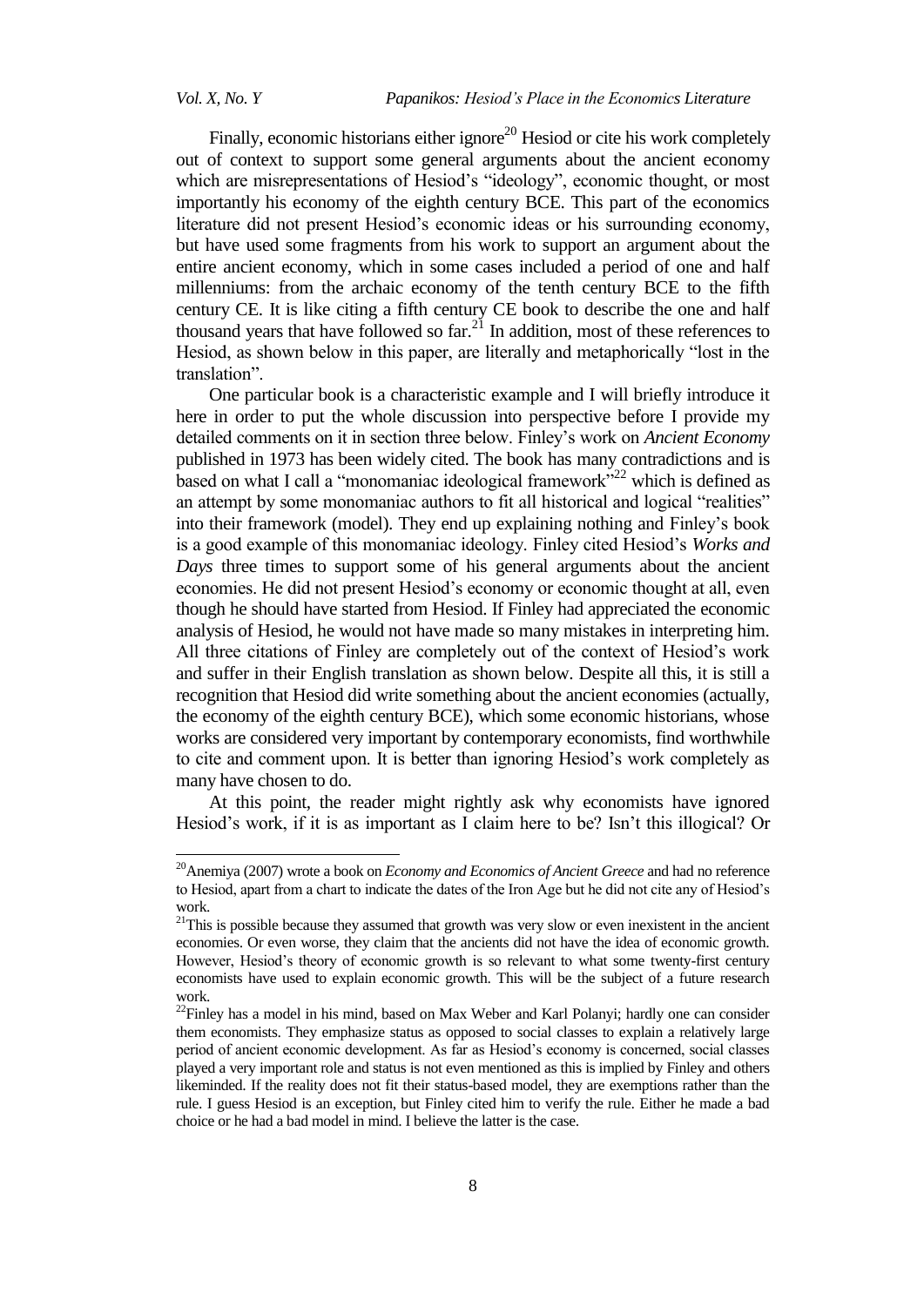Finally, economic historians either ignore[20] Hesiod or cite his work completely out of context to support some general arguments about the ancient economy which are misrepresentations of Hesiod's "ideology", economic thought, or most importantly his economy of the eighth century BCE. This part of the economics literature did not present Hesiod's economic ideas or his surrounding economy, but have used some fragments from his work to support an argument about the entire ancient economy, which in some cases included a period of one and half millenniums: from the archaic economy of the tenth century BCE to the fifth century CE. It is like citing a fifth century CE book to describe the one and half thousand years that have followed so far.[21] In addition, most of these references to Hesiod, as shown below in this paper, are literally and metaphorically "lost in the translation".

One particular book is a characteristic example and I will briefly introduce it here in order to put the whole discussion into perspective before I provide my detailed comments on it in section three below. Finley's work on *Ancient Economy* published in 1973 has been widely cited. The book has many contradictions and is based on what I call a "monomaniac ideological framework"[22] which is defined as an attempt by some monomaniac authors to fit all historical and logical "realities" into their framework (model). They end up explaining nothing and Finley's book is a good example of this monomaniac ideology. Finley cited Hesiod's *Works and Days* three times to support some of his general arguments about the ancient economies. He did not present Hesiod's economy or economic thought at all, even though he should have started from Hesiod. If Finley had appreciated the economic analysis of Hesiod, he would not have made so many mistakes in interpreting him. All three citations of Finley are completely out of the context of Hesiod's work and suffer in their English translation as shown below. Despite all this, it is still a recognition that Hesiod did write something about the ancient economies (actually, the economy of the eighth century BCE), which some economic historians, whose works are considered very important by contemporary economists, find worthwhile to cite and comment upon. It is better than ignoring Hesiod's work completely as many have chosen to do.

At this point, the reader might rightly ask why economists have ignored Hesiod's work, if it is as important as I claim here to be? Isn't this illogical? Or

---

[20]Anemiya (2007) wrote a book on *Economy and Economics of Ancient Greece* and had no reference to Hesiod, apart from a chart to indicate the dates of the Iron Age but he did not cite any of Hesiod's work.

[21]This is possible because they assumed that growth was very slow or even inexistent in the ancient economies. Or even worse, they claim that the ancients did not have the idea of economic growth. However, Hesiod's theory of economic growth is so relevant to what some twenty-first century economists have used to explain economic growth. This will be the subject of a future research work.

[22]Finley has a model in his mind, based on Max Weber and Karl Polanyi; hardly one can consider them economists. They emphasize status as opposed to social classes to explain a relatively large period of ancient economic development. As far as Hesiod's economy is concerned, social classes played a very important role and status is not even mentioned as this is implied by Finley and others likeminded. If the reality does not fit their status-based model, they are exemptions rather than the rule. I guess Hesiod is an exception, but Finley cited him to verify the rule. Either he made a bad choice or he had a bad model in mind. I believe the latter is the case.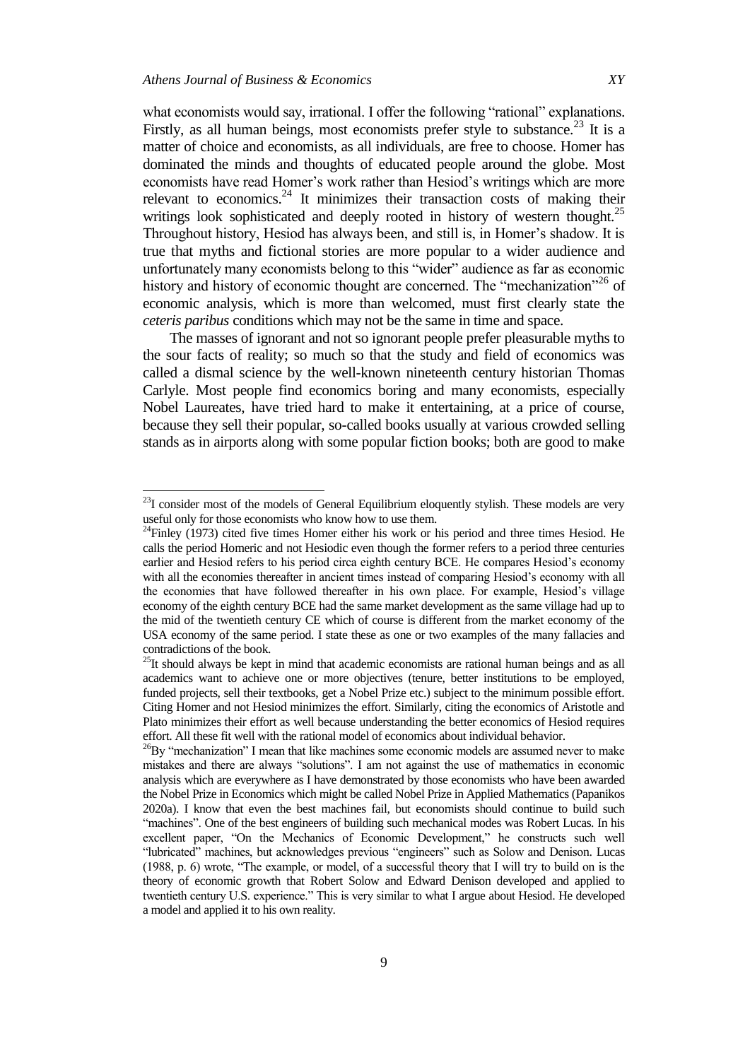what economists would say, irrational. I offer the following "rational" explanations. Firstly, as all human beings, most economists prefer style to substance.[23] It is a matter of choice and economists, as all individuals, are free to choose. Homer has dominated the minds and thoughts of educated people around the globe. Most economists have read Homer's work rather than Hesiod's writings which are more relevant to economics.[24] It minimizes their transaction costs of making their writings look sophisticated and deeply rooted in history of western thought.[25] Throughout history, Hesiod has always been, and still is, in Homer's shadow. It is true that myths and fictional stories are more popular to a wider audience and unfortunately many economists belong to this "wider" audience as far as economic history and history of economic thought are concerned. The "mechanization"[26] of economic analysis, which is more than welcomed, must first clearly state the *ceteris paribus* conditions which may not be the same in time and space.

The masses of ignorant and not so ignorant people prefer pleasurable myths to the sour facts of reality; so much so that the study and field of economics was called a dismal science by the well-known nineteenth century historian Thomas Carlyle. Most people find economics boring and many economists, especially Nobel Laureates, have tried hard to make it entertaining, at a price of course, because they sell their popular, so-called books usually at various crowded selling stands as in airports along with some popular fiction books; both are good to make

---

[23]I consider most of the models of General Equilibrium eloquently stylish. These models are very useful only for those economists who know how to use them.

[24]Finley (1973) cited five times Homer either his work or his period and three times Hesiod. He calls the period Homeric and not Hesiodic even though the former refers to a period three centuries earlier and Hesiod refers to his period circa eighth century BCE. He compares Hesiod's economy with all the economies thereafter in ancient times instead of comparing Hesiod's economy with all the economies that have followed thereafter in his own place. For example, Hesiod's village economy of the eighth century BCE had the same market development as the same village had up to the mid of the twentieth century CE which of course is different from the market economy of the USA economy of the same period. I state these as one or two examples of the many fallacies and contradictions of the book.

[25]It should always be kept in mind that academic economists are rational human beings and as all academics want to achieve one or more objectives (tenure, better institutions to be employed, funded projects, sell their textbooks, get a Nobel Prize etc.) subject to the minimum possible effort. Citing Homer and not Hesiod minimizes the effort. Similarly, citing the economics of Aristotle and Plato minimizes their effort as well because understanding the better economics of Hesiod requires effort. All these fit well with the rational model of economics about individual behavior.

[26]By "mechanization" I mean that like machines some economic models are assumed never to make mistakes and there are always "solutions". I am not against the use of mathematics in economic analysis which are everywhere as I have demonstrated by those economists who have been awarded the Nobel Prize in Economics which might be called Nobel Prize in Applied Mathematics (Papanikos 2020a). I know that even the best machines fail, but economists should continue to build such "machines". One of the best engineers of building such mechanical modes was Robert Lucas. In his excellent paper, "On the Mechanics of Economic Development," he constructs such well "lubricated" machines, but acknowledges previous "engineers" such as Solow and Denison. Lucas (1988, p. 6) wrote, "The example, or model, of a successful theory that I will try to build on is the theory of economic growth that Robert Solow and Edward Denison developed and applied to twentieth century U.S. experience." This is very similar to what I argue about Hesiod. He developed a model and applied it to his own reality.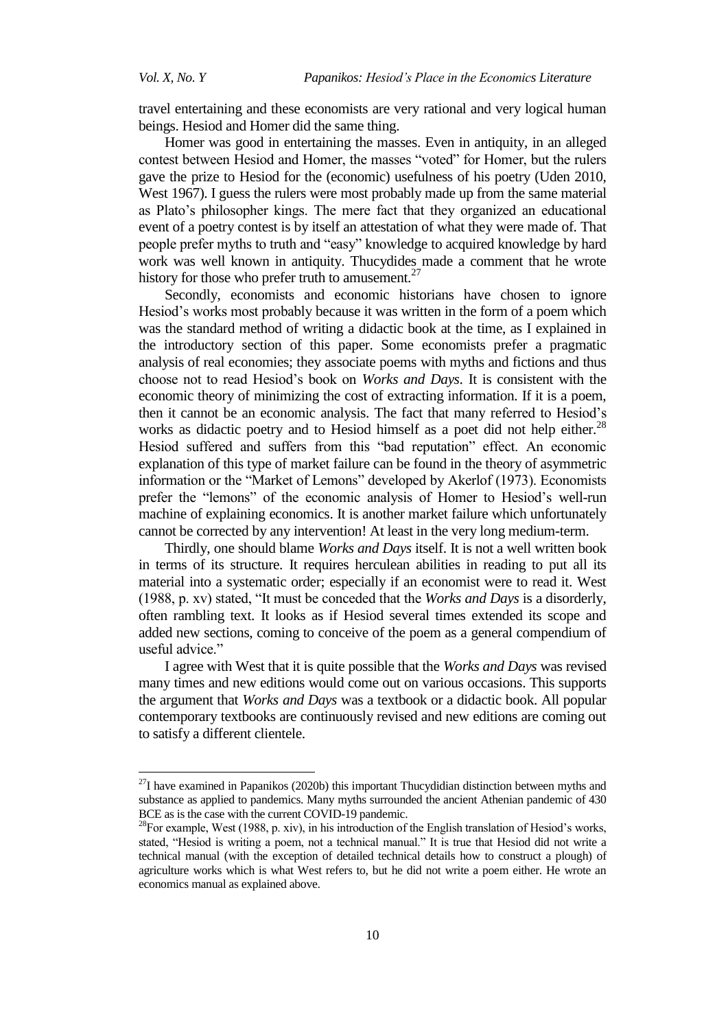travel entertaining and these economists are very rational and very logical human beings. Hesiod and Homer did the same thing.

Homer was good in entertaining the masses. Even in antiquity, in an alleged contest between Hesiod and Homer, the masses "voted" for Homer, but the rulers gave the prize to Hesiod for the (economic) usefulness of his poetry (Uden 2010, West 1967). I guess the rulers were most probably made up from the same material as Plato's philosopher kings. The mere fact that they organized an educational event of a poetry contest is by itself an attestation of what they were made of. That people prefer myths to truth and "easy" knowledge to acquired knowledge by hard work was well known in antiquity. Thucydides made a comment that he wrote history for those who prefer truth to amusement.[27]

Secondly, economists and economic historians have chosen to ignore Hesiod's works most probably because it was written in the form of a poem which was the standard method of writing a didactic book at the time, as I explained in the introductory section of this paper. Some economists prefer a pragmatic analysis of real economies; they associate poems with myths and fictions and thus choose not to read Hesiod's book on *Works and Days*. It is consistent with the economic theory of minimizing the cost of extracting information. If it is a poem, then it cannot be an economic analysis. The fact that many referred to Hesiod's works as didactic poetry and to Hesiod himself as a poet did not help either.[28] Hesiod suffered and suffers from this "bad reputation" effect. An economic explanation of this type of market failure can be found in the theory of asymmetric information or the "Market of Lemons" developed by Akerlof (1973). Economists prefer the "lemons" of the economic analysis of Homer to Hesiod's well-run machine of explaining economics. It is another market failure which unfortunately cannot be corrected by any intervention! At least in the very long medium-term.

Thirdly, one should blame *Works and Days* itself. It is not a well written book in terms of its structure. It requires herculean abilities in reading to put all its material into a systematic order; especially if an economist were to read it. West (1988, p. xv) stated, "It must be conceded that the *Works and Days* is a disorderly, often rambling text. It looks as if Hesiod several times extended its scope and added new sections, coming to conceive of the poem as a general compendium of useful advice."

I agree with West that it is quite possible that the *Works and Days* was revised many times and new editions would come out on various occasions. This supports the argument that *Works and Days* was a textbook or a didactic book. All popular contemporary textbooks are continuously revised and new editions are coming out to satisfy a different clientele.

---

[27] I have examined in Papanikos (2020b) this important Thucydidian distinction between myths and substance as applied to pandemics. Many myths surrounded the ancient Athenian pandemic of 430 BCE as is the case with the current COVID-19 pandemic.

[28] For example, West (1988, p. xiv), in his introduction of the English translation of Hesiod's works, stated, "Hesiod is writing a poem, not a technical manual." It is true that Hesiod did not write a technical manual (with the exception of detailed technical details how to construct a plough) of agriculture works which is what West refers to, but he did not write a poem either. He wrote an economics manual as explained above.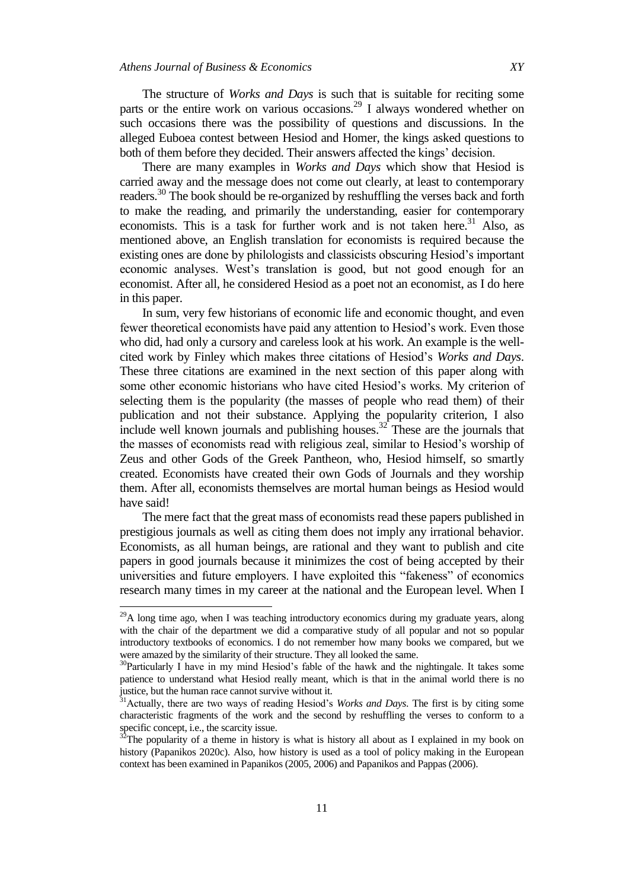The structure of *Works and Days* is such that is suitable for reciting some parts or the entire work on various occasions.[29] I always wondered whether on such occasions there was the possibility of questions and discussions. In the alleged Euboea contest between Hesiod and Homer, the kings asked questions to both of them before they decided. Their answers affected the kings' decision.

There are many examples in *Works and Days* which show that Hesiod is carried away and the message does not come out clearly, at least to contemporary readers.[30] The book should be re-organized by reshuffling the verses back and forth to make the reading, and primarily the understanding, easier for contemporary economists. This is a task for further work and is not taken here.[31] Also, as mentioned above, an English translation for economists is required because the existing ones are done by philologists and classicists obscuring Hesiod's important economic analyses. West's translation is good, but not good enough for an economist. After all, he considered Hesiod as a poet not an economist, as I do here in this paper.

In sum, very few historians of economic life and economic thought, and even fewer theoretical economists have paid any attention to Hesiod's work. Even those who did, had only a cursory and careless look at his work. An example is the well-cited work by Finley which makes three citations of Hesiod's *Works and Days*. These three citations are examined in the next section of this paper along with some other economic historians who have cited Hesiod's works. My criterion of selecting them is the popularity (the masses of people who read them) of their publication and not their substance. Applying the popularity criterion, I also include well known journals and publishing houses.[32] These are the journals that the masses of economists read with religious zeal, similar to Hesiod's worship of Zeus and other Gods of the Greek Pantheon, who, Hesiod himself, so smartly created. Economists have created their own Gods of Journals and they worship them. After all, economists themselves are mortal human beings as Hesiod would have said!

The mere fact that the great mass of economists read these papers published in prestigious journals as well as citing them does not imply any irrational behavior. Economists, as all human beings, are rational and they want to publish and cite papers in good journals because it minimizes the cost of being accepted by their universities and future employers. I have exploited this "fakeness" of economics research many times in my career at the national and the European level. When I

---

[29] A long time ago, when I was teaching introductory economics during my graduate years, along with the chair of the department we did a comparative study of all popular and not so popular introductory textbooks of economics. I do not remember how many books we compared, but we were amazed by the similarity of their structure. They all looked the same.

[30] Particularly I have in my mind Hesiod's fable of the hawk and the nightingale. It takes some patience to understand what Hesiod really meant, which is that in the animal world there is no justice, but the human race cannot survive without it.

[31] Actually, there are two ways of reading Hesiod's *Works and Days*. The first is by citing some characteristic fragments of the work and the second by reshuffling the verses to conform to a specific concept, i.e., the scarcity issue.

[32] The popularity of a theme in history is what is history all about as I explained in my book on history (Papanikos 2020c). Also, how history is used as a tool of policy making in the European context has been examined in Papanikos (2005, 2006) and Papanikos and Pappas (2006).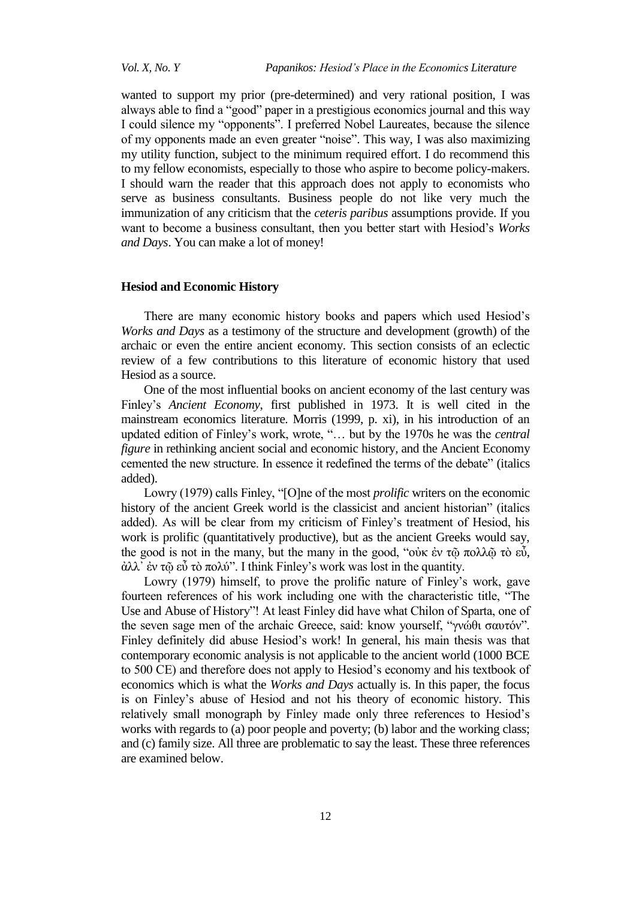wanted to support my prior (pre-determined) and very rational position, I was always able to find a "good" paper in a prestigious economics journal and this way I could silence my "opponents". I preferred Nobel Laureates, because the silence of my opponents made an even greater "noise". This way, I was also maximizing my utility function, subject to the minimum required effort. I do recommend this to my fellow economists, especially to those who aspire to become policy-makers. I should warn the reader that this approach does not apply to economists who serve as business consultants. Business people do not like very much the immunization of any criticism that the *ceteris paribus* assumptions provide. If you want to become a business consultant, then you better start with Hesiod's *Works and Days*. You can make a lot of money!

## Hesiod and Economic History

There are many economic history books and papers which used Hesiod's *Works and Days* as a testimony of the structure and development (growth) of the archaic or even the entire ancient economy. This section consists of an eclectic review of a few contributions to this literature of economic history that used Hesiod as a source.

One of the most influential books on ancient economy of the last century was Finley's *Ancient Economy*, first published in 1973. It is well cited in the mainstream economics literature. Morris (1999, p. xi), in his introduction of an updated edition of Finley's work, wrote, "… but by the 1970s he was the *central figure* in rethinking ancient social and economic history, and the Ancient Economy cemented the new structure. In essence it redefined the terms of the debate" (italics added).

Lowry (1979) calls Finley, "[O]ne of the most *prolific* writers on the economic history of the ancient Greek world is the classicist and ancient historian" (italics added). As will be clear from my criticism of Finley's treatment of Hesiod, his work is prolific (quantitatively productive), but as the ancient Greeks would say, the good is not in the many, but the many in the good, "οὐκ ἐν τῷ πολλῷ τὸ εὖ, ἀλλ᾽ ἐν τῷ εὖ τὸ πολύ". I think Finley's work was lost in the quantity.

Lowry (1979) himself, to prove the prolific nature of Finley's work, gave fourteen references of his work including one with the characteristic title, "The Use and Abuse of History"! At least Finley did have what Chilon of Sparta, one of the seven sage men of the archaic Greece, said: know yourself, "γνώθι σαυτόν". Finley definitely did abuse Hesiod's work! In general, his main thesis was that contemporary economic analysis is not applicable to the ancient world (1000 BCE to 500 CE) and therefore does not apply to Hesiod's economy and his textbook of economics which is what the *Works and Days* actually is. In this paper, the focus is on Finley's abuse of Hesiod and not his theory of economic history. This relatively small monograph by Finley made only three references to Hesiod's works with regards to (a) poor people and poverty; (b) labor and the working class; and (c) family size. All three are problematic to say the least. These three references are examined below.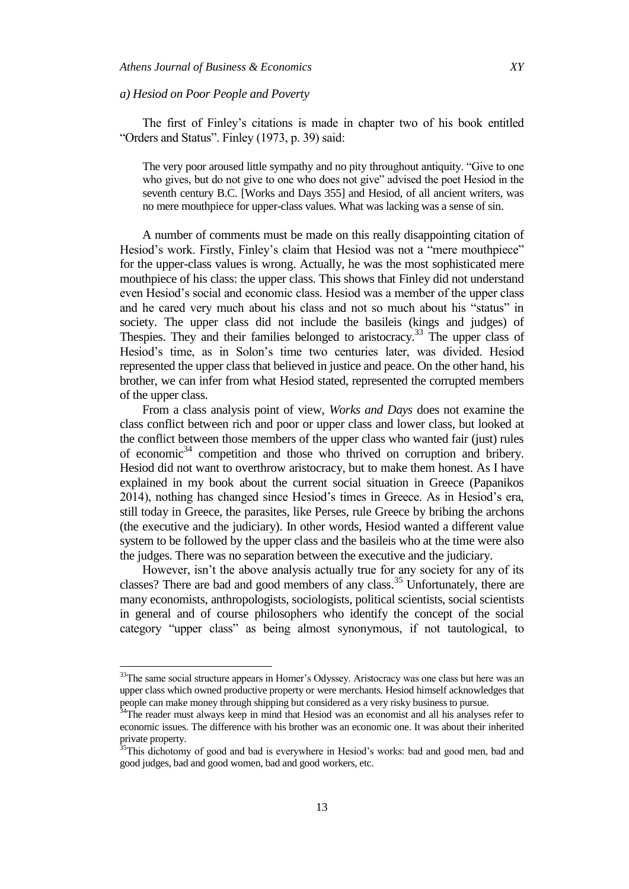*a) Hesiod on Poor People and Poverty*

The first of Finley's citations is made in chapter two of his book entitled "Orders and Status". Finley (1973, p. 39) said:

> The very poor aroused little sympathy and no pity throughout antiquity. "Give to one who gives, but do not give to one who does not give" advised the poet Hesiod in the seventh century B.C. [Works and Days 355] and Hesiod, of all ancient writers, was no mere mouthpiece for upper-class values. What was lacking was a sense of sin.

A number of comments must be made on this really disappointing citation of Hesiod's work. Firstly, Finley's claim that Hesiod was not a "mere mouthpiece" for the upper-class values is wrong. Actually, he was the most sophisticated mere mouthpiece of his class: the upper class. This shows that Finley did not understand even Hesiod's social and economic class. Hesiod was a member of the upper class and he cared very much about his class and not so much about his "status" in society. The upper class did not include the basileis (kings and judges) of Thespies. They and their families belonged to aristocracy.[33] The upper class of Hesiod's time, as in Solon's time two centuries later, was divided. Hesiod represented the upper class that believed in justice and peace. On the other hand, his brother, we can infer from what Hesiod stated, represented the corrupted members of the upper class.

From a class analysis point of view, *Works and Days* does not examine the class conflict between rich and poor or upper class and lower class, but looked at the conflict between those members of the upper class who wanted fair (just) rules of economic[34] competition and those who thrived on corruption and bribery. Hesiod did not want to overthrow aristocracy, but to make them honest. As I have explained in my book about the current social situation in Greece (Papanikos 2014), nothing has changed since Hesiod's times in Greece. As in Hesiod's era, still today in Greece, the parasites, like Perses, rule Greece by bribing the archons (the executive and the judiciary). In other words, Hesiod wanted a different value system to be followed by the upper class and the basileis who at the time were also the judges. There was no separation between the executive and the judiciary.

However, isn't the above analysis actually true for any society for any of its classes? There are bad and good members of any class.[35] Unfortunately, there are many economists, anthropologists, sociologists, political scientists, social scientists in general and of course philosophers who identify the concept of the social category "upper class" as being almost synonymous, if not tautological, to

---

[33] The same social structure appears in Homer's Odyssey. Aristocracy was one class but here was an upper class which owned productive property or were merchants. Hesiod himself acknowledges that people can make money through shipping but considered as a very risky business to pursue.

[34] The reader must always keep in mind that Hesiod was an economist and all his analyses refer to economic issues. The difference with his brother was an economic one. It was about their inherited private property.

[35] This dichotomy of good and bad is everywhere in Hesiod's works: bad and good men, bad and good judges, bad and good women, bad and good workers, etc.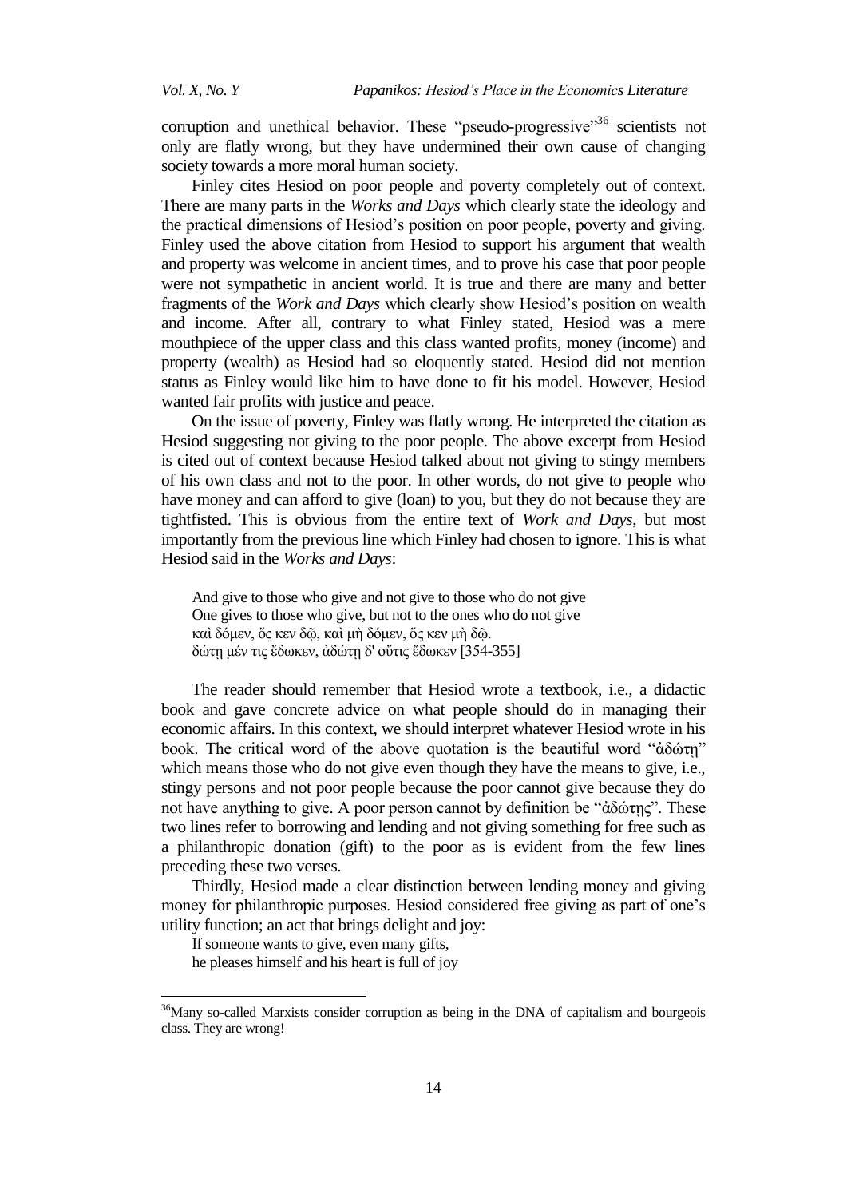corruption and unethical behavior. These "pseudo-progressive"[36] scientists not only are flatly wrong, but they have undermined their own cause of changing society towards a more moral human society.

Finley cites Hesiod on poor people and poverty completely out of context. There are many parts in the *Works and Days* which clearly state the ideology and the practical dimensions of Hesiod's position on poor people, poverty and giving. Finley used the above citation from Hesiod to support his argument that wealth and property was welcome in ancient times, and to prove his case that poor people were not sympathetic in ancient world. It is true and there are many and better fragments of the *Work and Days* which clearly show Hesiod's position on wealth and income. After all, contrary to what Finley stated, Hesiod was a mere mouthpiece of the upper class and this class wanted profits, money (income) and property (wealth) as Hesiod had so eloquently stated. Hesiod did not mention status as Finley would like him to have done to fit his model. However, Hesiod wanted fair profits with justice and peace.

On the issue of poverty, Finley was flatly wrong. He interpreted the citation as Hesiod suggesting not giving to the poor people. The above excerpt from Hesiod is cited out of context because Hesiod talked about not giving to stingy members of his own class and not to the poor. In other words, do not give to people who have money and can afford to give (loan) to you, but they do not because they are tightfisted. This is obvious from the entire text of *Work and Days*, but most importantly from the previous line which Finley had chosen to ignore. This is what Hesiod said in the *Works and Days*:

> And give to those who give and not give to those who do not give
> One gives to those who give, but not to the ones who do not give
> καὶ δόμεν, ὅς κεν δῷ, καὶ μὴ δόμεν, ὅς κεν μὴ δῷ.
> δώτῃ μέν τις ἔδωκεν, ἀδώτῃ δ' οὔτις ἔδωκεν [354-355]

The reader should remember that Hesiod wrote a textbook, i.e., a didactic book and gave concrete advice on what people should do in managing their economic affairs. In this context, we should interpret whatever Hesiod wrote in his book. The critical word of the above quotation is the beautiful word "ἀδώτῃ" which means those who do not give even though they have the means to give, i.e., stingy persons and not poor people because the poor cannot give because they do not have anything to give. A poor person cannot by definition be "ἀδώτης". These two lines refer to borrowing and lending and not giving something for free such as a philanthropic donation (gift) to the poor as is evident from the few lines preceding these two verses.

Thirdly, Hesiod made a clear distinction between lending money and giving money for philanthropic purposes. Hesiod considered free giving as part of one's utility function; an act that brings delight and joy:

> If someone wants to give, even many gifts,
> he pleases himself and his heart is full of joy

[36] Many so-called Marxists consider corruption as being in the DNA of capitalism and bourgeois class. They are wrong!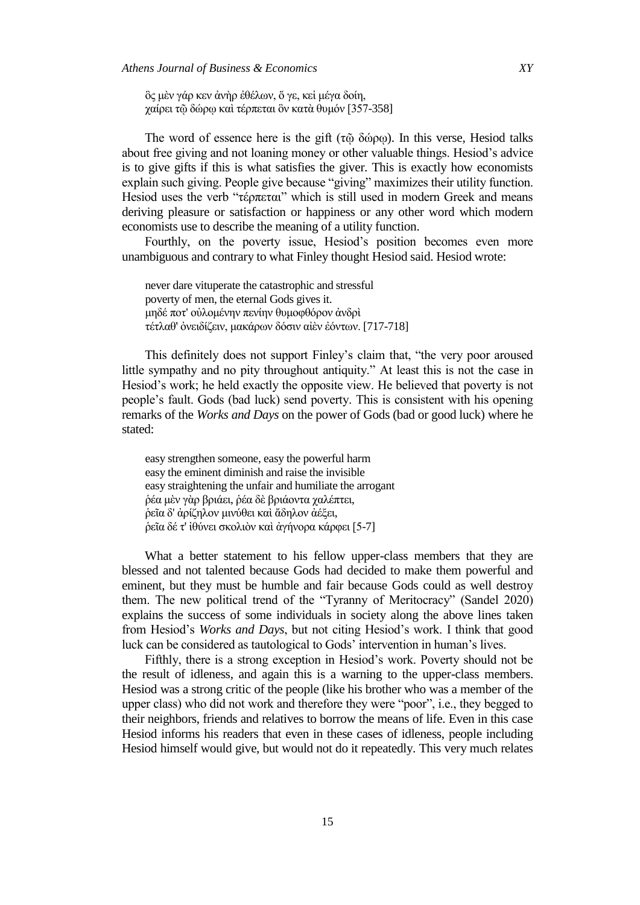ὃς μὲν γάρ κεν ἀνὴρ ἐθέλων, ὅ γε, κεἰ μέγα δοίη,
χαίρει τῷ δώρῳ καὶ τέρπεται ὃν κατὰ θυμόν [357-358]

The word of essence here is the gift (τῷ δώρῳ). In this verse, Hesiod talks about free giving and not loaning money or other valuable things. Hesiod's advice is to give gifts if this is what satisfies the giver. This is exactly how economists explain such giving. People give because "giving" maximizes their utility function. Hesiod uses the verb "τέρπεται" which is still used in modern Greek and means deriving pleasure or satisfaction or happiness or any other word which modern economists use to describe the meaning of a utility function.

Fourthly, on the poverty issue, Hesiod's position becomes even more unambiguous and contrary to what Finley thought Hesiod said. Hesiod wrote:

never dare vituperate the catastrophic and stressful
poverty of men, the eternal Gods gives it.
μηδέ ποτ' οὐλομένην πενίην θυμοφθόρον ἀνδρὶ
τέτλαθ' ὀνειδίζειν, μακάρων δόσιν αἰὲν ἐόντων. [717-718]

This definitely does not support Finley's claim that, "the very poor aroused little sympathy and no pity throughout antiquity." At least this is not the case in Hesiod's work; he held exactly the opposite view. He believed that poverty is not people's fault. Gods (bad luck) send poverty. This is consistent with his opening remarks of the *Works and Days* on the power of Gods (bad or good luck) where he stated:

easy strengthen someone, easy the powerful harm
easy the eminent diminish and raise the invisible
easy straightening the unfair and humiliate the arrogant
ῥέα μὲν γὰρ βριάει, ῥέα δὲ βριάοντα χαλέπτει,
ῥεῖα δ' ἀρίζηλον μινύθει καὶ ἄδηλον ἀέξει,
ῥεῖα δέ τ' ἰθύνει σκολιὸν καὶ ἀγήνορα κάρφει [5-7]

What a better statement to his fellow upper-class members that they are blessed and not talented because Gods had decided to make them powerful and eminent, but they must be humble and fair because Gods could as well destroy them. The new political trend of the "Tyranny of Meritocracy" (Sandel 2020) explains the success of some individuals in society along the above lines taken from Hesiod's *Works and Days*, but not citing Hesiod's work. I think that good luck can be considered as tautological to Gods' intervention in human's lives.

Fifthly, there is a strong exception in Hesiod's work. Poverty should not be the result of idleness, and again this is a warning to the upper-class members. Hesiod was a strong critic of the people (like his brother who was a member of the upper class) who did not work and therefore they were "poor", i.e., they begged to their neighbors, friends and relatives to borrow the means of life. Even in this case Hesiod informs his readers that even in these cases of idleness, people including Hesiod himself would give, but would not do it repeatedly. This very much relates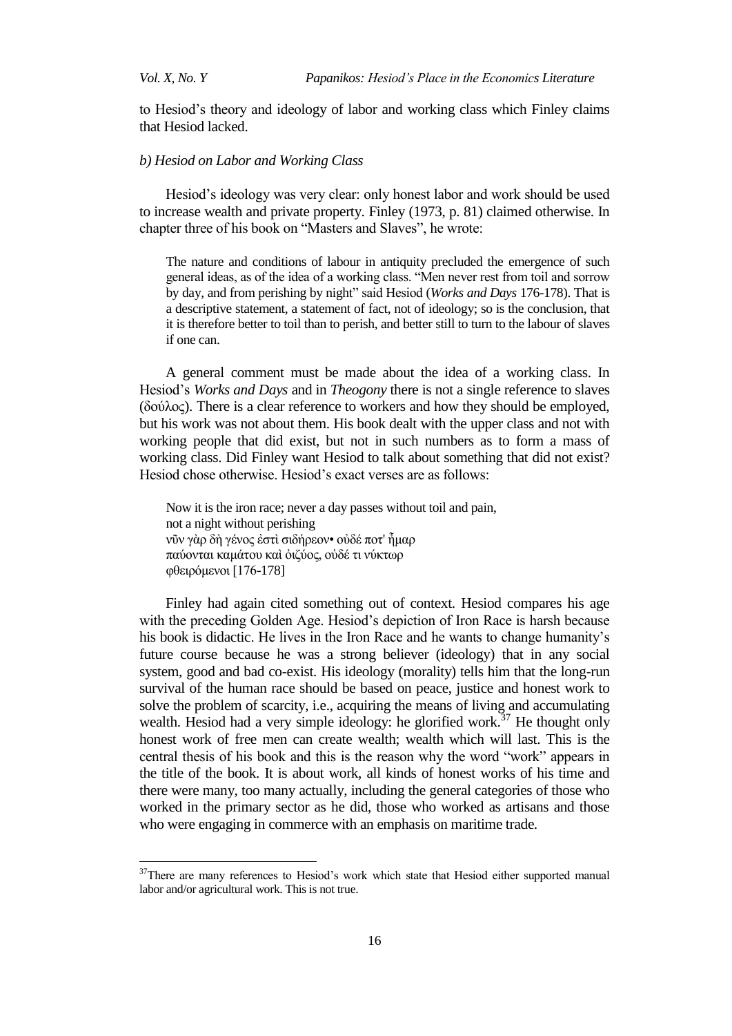to Hesiod's theory and ideology of labor and working class which Finley claims that Hesiod lacked.

### *b) Hesiod on Labor and Working Class*

Hesiod's ideology was very clear: only honest labor and work should be used to increase wealth and private property. Finley (1973, p. 81) claimed otherwise. In chapter three of his book on "Masters and Slaves", he wrote:

> The nature and conditions of labour in antiquity precluded the emergence of such general ideas, as of the idea of a working class. "Men never rest from toil and sorrow by day, and from perishing by night" said Hesiod (*Works and Days* 176-178). That is a descriptive statement, a statement of fact, not of ideology; so is the conclusion, that it is therefore better to toil than to perish, and better still to turn to the labour of slaves if one can.

A general comment must be made about the idea of a working class. In Hesiod's *Works and Days* and in *Theogony* there is not a single reference to slaves (δούλος). There is a clear reference to workers and how they should be employed, but his work was not about them. His book dealt with the upper class and not with working people that did exist, but not in such numbers as to form a mass of working class. Did Finley want Hesiod to talk about something that did not exist? Hesiod chose otherwise. Hesiod's exact verses are as follows:

> Now it is the iron race; never a day passes without toil and pain,
> not a night without perishing
> νῦν γὰρ δὴ γένος ἐστὶ σιδήρεον• οὐδέ ποτ' ἦμαρ
> παύονται καμάτου καὶ ὀιζύος, οὐδέ τι νύκτωρ
> φθειρόμενοι [176-178]

Finley had again cited something out of context. Hesiod compares his age with the preceding Golden Age. Hesiod's depiction of Iron Race is harsh because his book is didactic. He lives in the Iron Race and he wants to change humanity's future course because he was a strong believer (ideology) that in any social system, good and bad co-exist. His ideology (morality) tells him that the long-run survival of the human race should be based on peace, justice and honest work to solve the problem of scarcity, i.e., acquiring the means of living and accumulating wealth. Hesiod had a very simple ideology: he glorified work.[37] He thought only honest work of free men can create wealth; wealth which will last. This is the central thesis of his book and this is the reason why the word "work" appears in the title of the book. It is about work, all kinds of honest works of his time and there were many, too many actually, including the general categories of those who worked in the primary sector as he did, those who worked as artisans and those who were engaging in commerce with an emphasis on maritime trade.

[37] There are many references to Hesiod's work which state that Hesiod either supported manual labor and/or agricultural work. This is not true.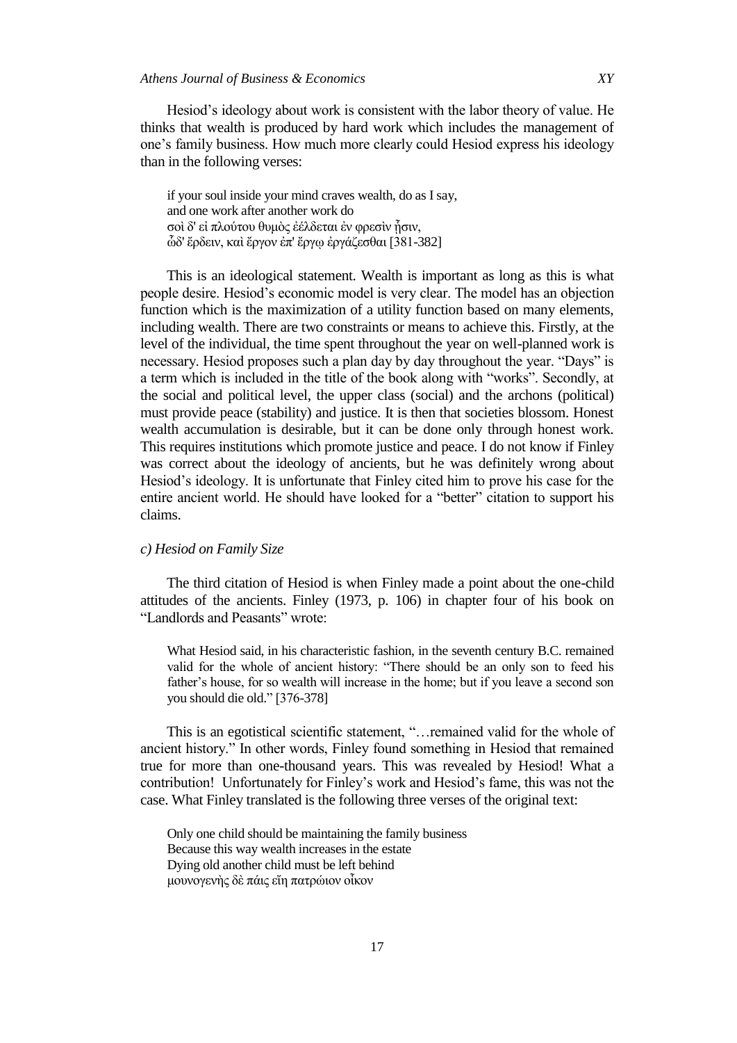Hesiod's ideology about work is consistent with the labor theory of value. He thinks that wealth is produced by hard work which includes the management of one's family business. How much more clearly could Hesiod express his ideology than in the following verses:

> if your soul inside your mind craves wealth, do as I say,
> and one work after another work do
> σοὶ δ' εἰ πλούτου θυμὸς ἐέλδεται ἐν φρεσὶν ᾗσιν,
> ὧδ' ἔρδειν, καὶ ἔργον ἐπ' ἔργῳ ἐργάζεσθαι [381-382]

This is an ideological statement. Wealth is important as long as this is what people desire. Hesiod's economic model is very clear. The model has an objection function which is the maximization of a utility function based on many elements, including wealth. There are two constraints or means to achieve this. Firstly, at the level of the individual, the time spent throughout the year on well-planned work is necessary. Hesiod proposes such a plan day by day throughout the year. "Days" is a term which is included in the title of the book along with "works". Secondly, at the social and political level, the upper class (social) and the archons (political) must provide peace (stability) and justice. It is then that societies blossom. Honest wealth accumulation is desirable, but it can be done only through honest work. This requires institutions which promote justice and peace. I do not know if Finley was correct about the ideology of ancients, but he was definitely wrong about Hesiod's ideology. It is unfortunate that Finley cited him to prove his case for the entire ancient world. He should have looked for a "better" citation to support his claims.

### *c) Hesiod on Family Size*

The third citation of Hesiod is when Finley made a point about the one-child attitudes of the ancients. Finley (1973, p. 106) in chapter four of his book on "Landlords and Peasants" wrote:

> What Hesiod said, in his characteristic fashion, in the seventh century B.C. remained valid for the whole of ancient history: "There should be an only son to feed his father's house, for so wealth will increase in the home; but if you leave a second son you should die old." [376-378]

This is an egotistical scientific statement, "…remained valid for the whole of ancient history." In other words, Finley found something in Hesiod that remained true for more than one-thousand years. This was revealed by Hesiod! What a contribution! Unfortunately for Finley's work and Hesiod's fame, this was not the case. What Finley translated is the following three verses of the original text:

> Only one child should be maintaining the family business
> Because this way wealth increases in the estate
> Dying old another child must be left behind
> μουνογενὴς δὲ πάις εἴη πατρώιον οἶκον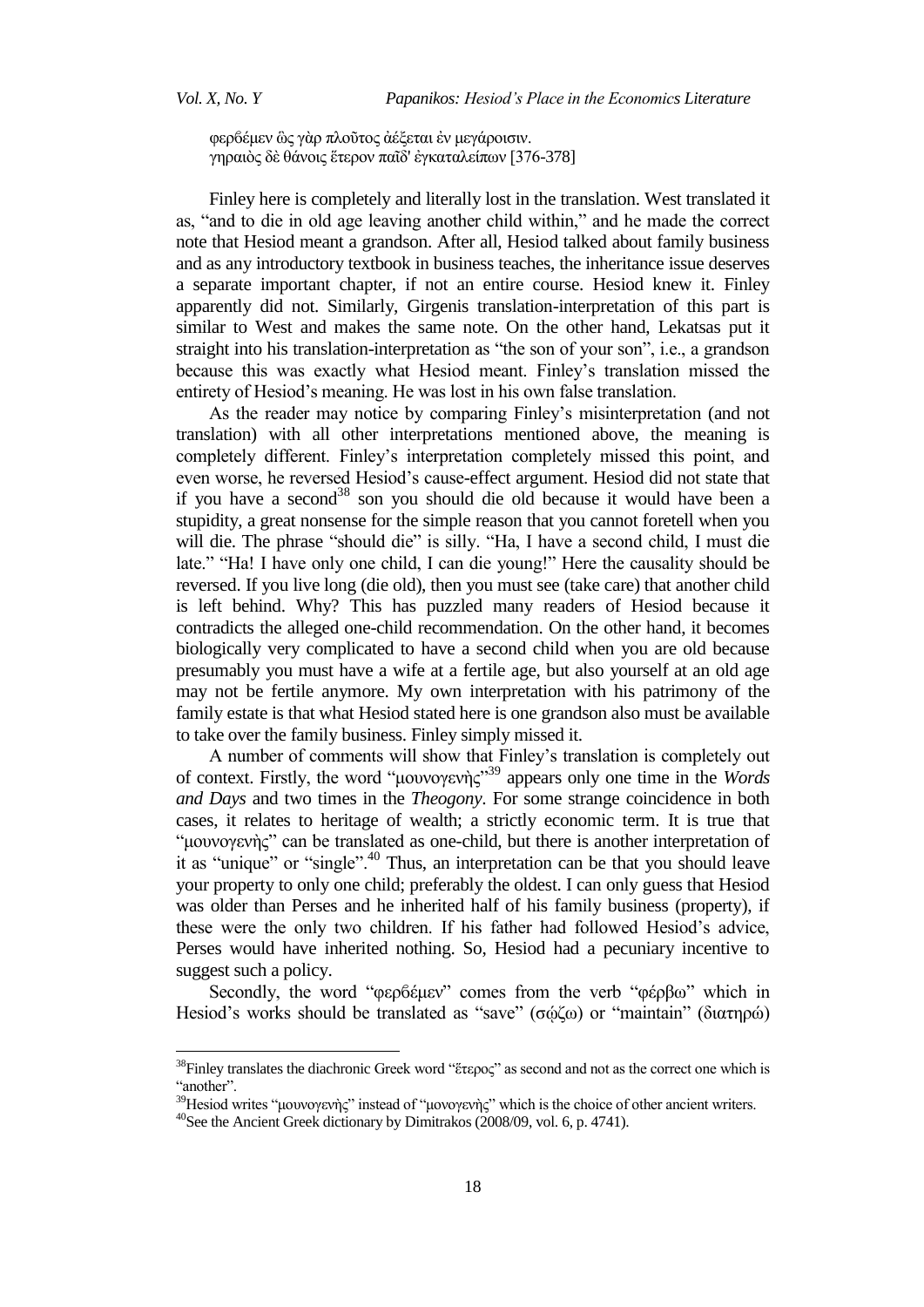φερβέμεν ὣς γὰρ πλοῦτος ἀέξεται ἐν μεγάροισιν.
γηραιὸς δὲ θάνοις ἕτερον παῖδ' ἐγκαταλείπων [376-378]

Finley here is completely and literally lost in the translation. West translated it as, "and to die in old age leaving another child within," and he made the correct note that Hesiod meant a grandson. After all, Hesiod talked about family business and as any introductory textbook in business teaches, the inheritance issue deserves a separate important chapter, if not an entire course. Hesiod knew it. Finley apparently did not. Similarly, Girgenis translation-interpretation of this part is similar to West and makes the same note. On the other hand, Lekatsas put it straight into his translation-interpretation as "the son of your son", i.e., a grandson because this was exactly what Hesiod meant. Finley's translation missed the entirety of Hesiod's meaning. He was lost in his own false translation.

As the reader may notice by comparing Finley's misinterpretation (and not translation) with all other interpretations mentioned above, the meaning is completely different. Finley's interpretation completely missed this point, and even worse, he reversed Hesiod's cause-effect argument. Hesiod did not state that if you have a second[38] son you should die old because it would have been a stupidity, a great nonsense for the simple reason that you cannot foretell when you will die. The phrase "should die" is silly. "Ha, I have a second child, I must die late." "Ha! I have only one child, I can die young!" Here the causality should be reversed. If you live long (die old), then you must see (take care) that another child is left behind. Why? This has puzzled many readers of Hesiod because it contradicts the alleged one-child recommendation. On the other hand, it becomes biologically very complicated to have a second child when you are old because presumably you must have a wife at a fertile age, but also yourself at an old age may not be fertile anymore. My own interpretation with his patrimony of the family estate is that what Hesiod stated here is one grandson also must be available to take over the family business. Finley simply missed it.

A number of comments will show that Finley's translation is completely out of context. Firstly, the word "μουνογενὴς"[39] appears only one time in the *Words and Days* and two times in the *Theogony*. For some strange coincidence in both cases, it relates to heritage of wealth; a strictly economic term. It is true that "μουνογενὴς" can be translated as one-child, but there is another interpretation of it as "unique" or "single".[40] Thus, an interpretation can be that you should leave your property to only one child; preferably the oldest. I can only guess that Hesiod was older than Perses and he inherited half of his family business (property), if these were the only two children. If his father had followed Hesiod's advice, Perses would have inherited nothing. So, Hesiod had a pecuniary incentive to suggest such a policy.

Secondly, the word "φερβέμεν" comes from the verb "φέρβω" which in Hesiod's works should be translated as "save" (σῴζω) or "maintain" (διατηρώ)

---

[38] Finley translates the diachronic Greek word "ἕτερος" as second and not as the correct one which is "another".

[39] Hesiod writes "μουνογενὴς" instead of "μονογενὴς" which is the choice of other ancient writers.

[40] See the Ancient Greek dictionary by Dimitrakos (2008/09, vol. 6, p. 4741).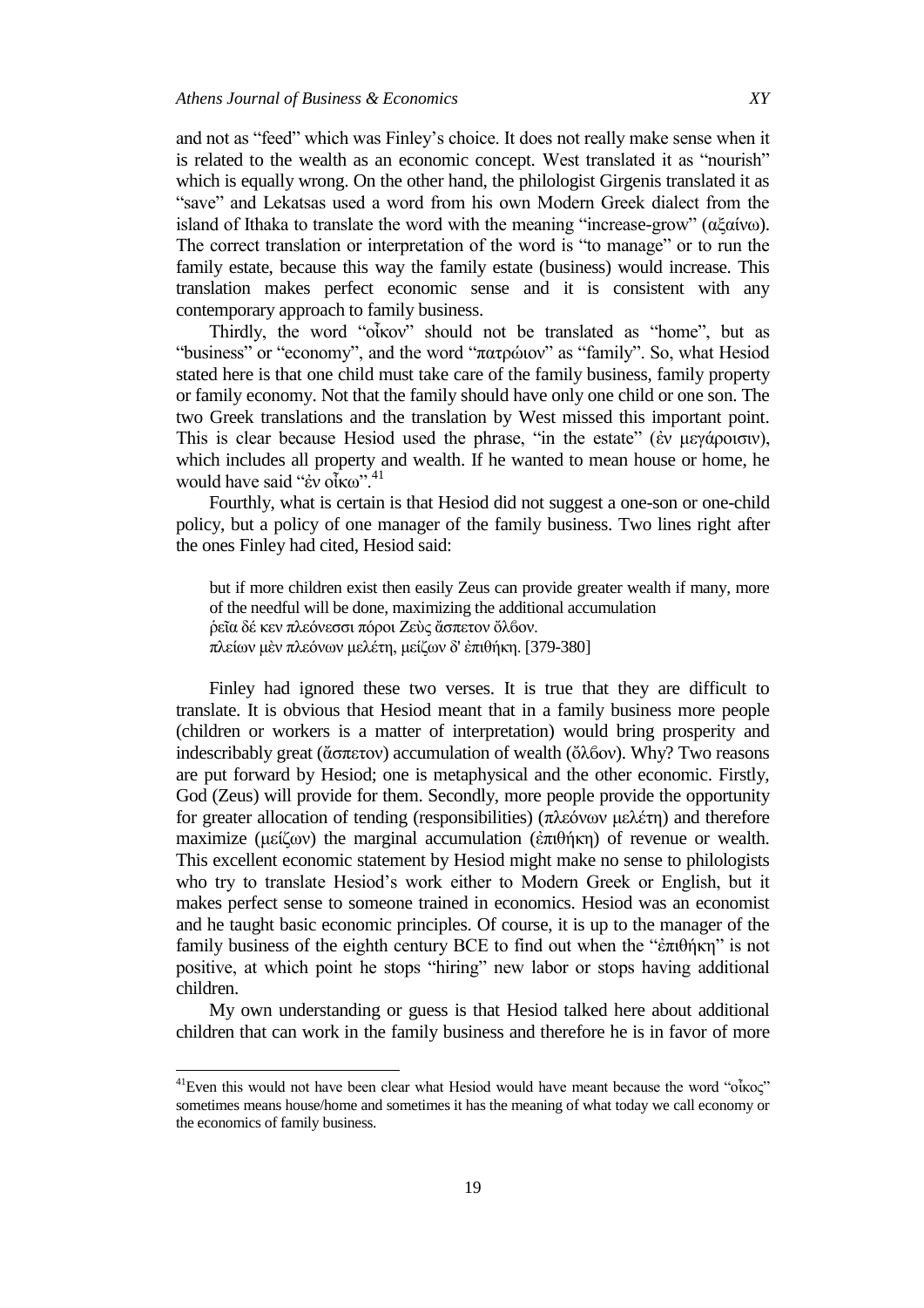and not as "feed" which was Finley's choice. It does not really make sense when it is related to the wealth as an economic concept. West translated it as "nourish" which is equally wrong. On the other hand, the philologist Girgenis translated it as "save" and Lekatsas used a word from his own Modern Greek dialect from the island of Ithaka to translate the word with the meaning "increase-grow" (αξαίνω). The correct translation or interpretation of the word is "to manage" or to run the family estate, because this way the family estate (business) would increase. This translation makes perfect economic sense and it is consistent with any contemporary approach to family business.

Thirdly, the word "οἶκον" should not be translated as "home", but as "business" or "economy", and the word "πατρώιον" as "family". So, what Hesiod stated here is that one child must take care of the family business, family property or family economy. Not that the family should have only one child or one son. The two Greek translations and the translation by West missed this important point. This is clear because Hesiod used the phrase, "in the estate" (ἐν μεγάροισιν), which includes all property and wealth. If he wanted to mean house or home, he would have said "ἐν οἶκω".[41]

Fourthly, what is certain is that Hesiod did not suggest a one-son or one-child policy, but a policy of one manager of the family business. Two lines right after the ones Finley had cited, Hesiod said:

> but if more children exist then easily Zeus can provide greater wealth if many, more of the needful will be done, maximizing the additional accumulation
> ῥεῖα δέ κεν πλεόνεσσι πόροι Ζεὺς ἄσπετον ὄλβον.
> πλείων μὲν πλεόνων μελέτη, μείζων δ' ἐπιθήκη. [379-380]

Finley had ignored these two verses. It is true that they are difficult to translate. It is obvious that Hesiod meant that in a family business more people (children or workers is a matter of interpretation) would bring prosperity and indescribably great (ἄσπετον) accumulation of wealth (ὄλβον). Why? Two reasons are put forward by Hesiod; one is metaphysical and the other economic. Firstly, God (Zeus) will provide for them. Secondly, more people provide the opportunity for greater allocation of tending (responsibilities) (πλεόνων μελέτη) and therefore maximize (μείζων) the marginal accumulation (ἐπιθήκη) of revenue or wealth. This excellent economic statement by Hesiod might make no sense to philologists who try to translate Hesiod's work either to Modern Greek or English, but it makes perfect sense to someone trained in economics. Hesiod was an economist and he taught basic economic principles. Of course, it is up to the manager of the family business of the eighth century BCE to find out when the "ἐπιθήκη" is not positive, at which point he stops "hiring" new labor or stops having additional children.

My own understanding or guess is that Hesiod talked here about additional children that can work in the family business and therefore he is in favor of more

[41] Even this would not have been clear what Hesiod would have meant because the word "οἶκος" sometimes means house/home and sometimes it has the meaning of what today we call economy or the economics of family business.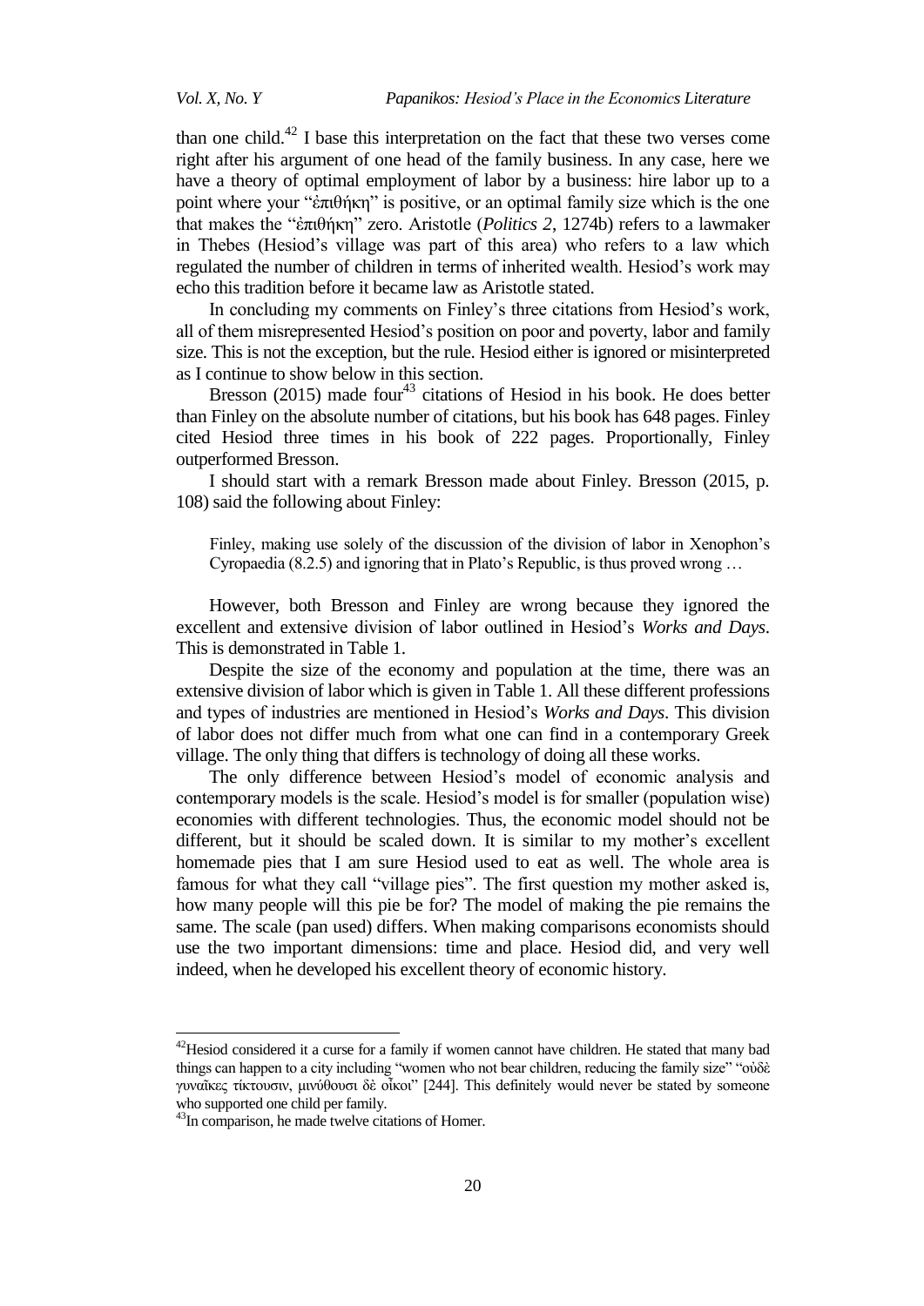than one child.[42] I base this interpretation on the fact that these two verses come right after his argument of one head of the family business. In any case, here we have a theory of optimal employment of labor by a business: hire labor up to a point where your "ἐπιθήκη" is positive, or an optimal family size which is the one that makes the "ἐπιθήκη" zero. Aristotle (*Politics 2*, 1274b) refers to a lawmaker in Thebes (Hesiod's village was part of this area) who refers to a law which regulated the number of children in terms of inherited wealth. Hesiod's work may echo this tradition before it became law as Aristotle stated.

In concluding my comments on Finley's three citations from Hesiod's work, all of them misrepresented Hesiod's position on poor and poverty, labor and family size. This is not the exception, but the rule. Hesiod either is ignored or misinterpreted as I continue to show below in this section.

Bresson (2015) made four[43] citations of Hesiod in his book. He does better than Finley on the absolute number of citations, but his book has 648 pages. Finley cited Hesiod three times in his book of 222 pages. Proportionally, Finley outperformed Bresson.

I should start with a remark Bresson made about Finley. Bresson (2015, p. 108) said the following about Finley:

> Finley, making use solely of the discussion of the division of labor in Xenophon's Cyropaedia (8.2.5) and ignoring that in Plato's Republic, is thus proved wrong …

However, both Bresson and Finley are wrong because they ignored the excellent and extensive division of labor outlined in Hesiod's *Works and Days*. This is demonstrated in Table 1.

Despite the size of the economy and population at the time, there was an extensive division of labor which is given in Table 1. All these different professions and types of industries are mentioned in Hesiod's *Works and Days*. This division of labor does not differ much from what one can find in a contemporary Greek village. The only thing that differs is technology of doing all these works.

The only difference between Hesiod's model of economic analysis and contemporary models is the scale. Hesiod's model is for smaller (population wise) economies with different technologies. Thus, the economic model should not be different, but it should be scaled down. It is similar to my mother's excellent homemade pies that I am sure Hesiod used to eat as well. The whole area is famous for what they call "village pies". The first question my mother asked is, how many people will this pie be for? The model of making the pie remains the same. The scale (pan used) differs. When making comparisons economists should use the two important dimensions: time and place. Hesiod did, and very well indeed, when he developed his excellent theory of economic history.

---

[42] Hesiod considered it a curse for a family if women cannot have children. He stated that many bad things can happen to a city including "women who not bear children, reducing the family size" "οὐδὲ γυναῖκες τίκτουσιν, μινύθουσι δὲ οἶκοι" [244]. This definitely would never be stated by someone who supported one child per family.

[43] In comparison, he made twelve citations of Homer.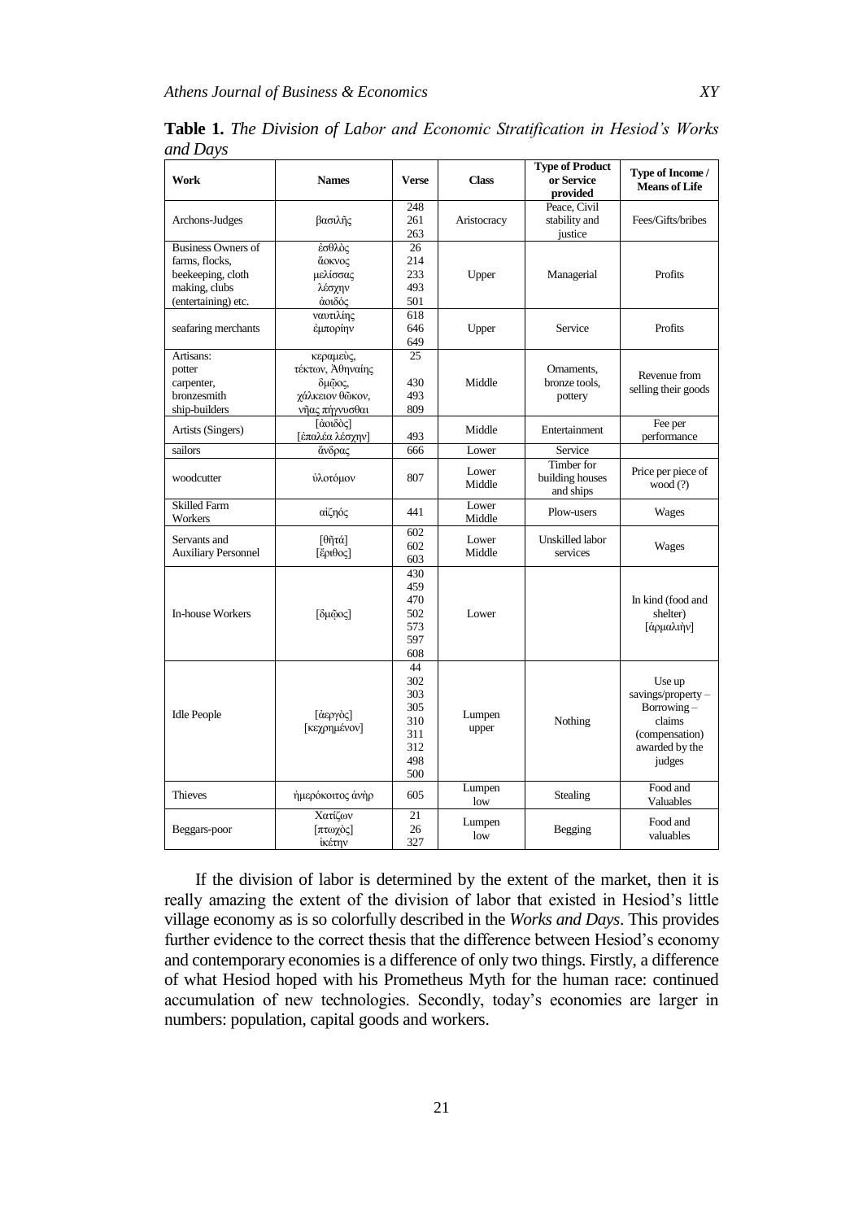**Table 1.** *The Division of Labor and Economic Stratification in Hesiod's Works and Days*

| Work | Names | Verse | Class | Type of Product or Service provided | Type of Income / Means of Life |
|---|---|---|---|---|---|
| Archons-Judges | βασιλῆς | 248<br>261<br>263 | Aristocracy | Peace, Civil stability and justice | Fees/Gifts/bribes |
| Business Owners of farms, flocks, beekeeping, cloth making, clubs (entertaining) etc. | ἐσθλὸς<br>ἄοκνος<br>μελίσσας<br>λέσχην<br>ἀοιδός | 26<br>214<br>233<br>493<br>501 | Upper | Managerial | Profits |
| seafaring merchants | ναυτιλίης<br>ἐμπορίην | 618<br>646<br>649 | Upper | Service | Profits |
| Artisans:<br>potter<br>carpenter,<br>bronzesmith<br>ship-builders | κεραμεὺς,<br>τέκτων, Ἀθηναίης<br>δμῷος,<br>χάλκειον θῶκον,<br>νῆας πήγνυσθαι | 25<br><br>430<br>493<br>809 | Middle | Ornaments, bronze tools, pottery | Revenue from selling their goods |
| Artists (Singers) | [ἀοιδὸς]<br>[ἐπαλέα λέσχην] | 493 | Middle | Entertainment | Fee per performance |
| sailors | ἄνδρας | 666 | Lower | Service | |
| woodcutter | ὑλοτόμον | 807 | Lower Middle | Timber for building houses and ships | Price per piece of wood (?) |
| Skilled Farm Workers | αἰζηός | 441 | Lower Middle | Plow-users | Wages |
| Servants and Auxiliary Personnel | [θῆτά]<br>[ἔριθος] | 602<br>602<br>603 | Lower Middle | Unskilled labor services | Wages |
| In-house Workers | [δμῷος] | 430<br>459<br>470<br>502<br>573<br>597<br>608 | Lower | | In kind (food and shelter) [ἁρμαλιὴν] |
| Idle People | [ἀεργὸς]<br>[κεχρημένον] | 44<br>302<br>303<br>305<br>310<br>311<br>312<br>498<br>500 | Lumpen upper | Nothing | Use up savings/property – Borrowing – claims (compensation) awarded by the judges |
| Thieves | ἡμερόκοιτος ἀνὴρ | 605 | Lumpen low | Stealing | Food and Valuables |
| Beggars-poor | Χατίζων<br>[πτωχὸς]<br>ἱκέτην | 21<br>26<br>327 | Lumpen low | Begging | Food and valuables |

If the division of labor is determined by the extent of the market, then it is really amazing the extent of the division of labor that existed in Hesiod's little village economy as is so colorfully described in the *Works and Days*. This provides further evidence to the correct thesis that the difference between Hesiod's economy and contemporary economies is a difference of only two things. Firstly, a difference of what Hesiod hoped with his Prometheus Myth for the human race: continued accumulation of new technologies. Secondly, today's economies are larger in numbers: population, capital goods and workers.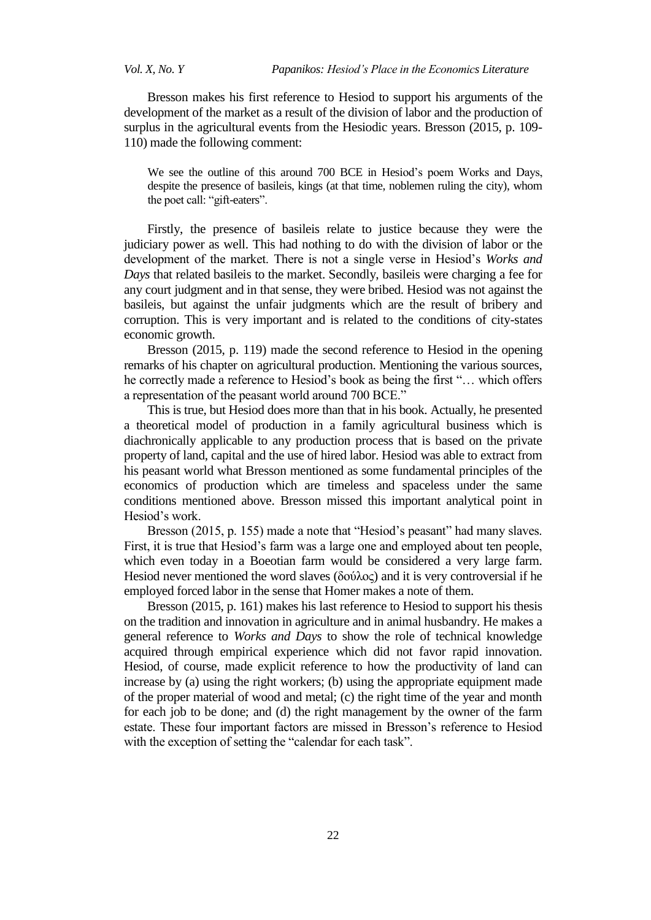Bresson makes his first reference to Hesiod to support his arguments of the development of the market as a result of the division of labor and the production of surplus in the agricultural events from the Hesiodic years. Bresson (2015, p. 109-110) made the following comment:

> We see the outline of this around 700 BCE in Hesiod's poem Works and Days, despite the presence of basileis, kings (at that time, noblemen ruling the city), whom the poet call: "gift-eaters".

Firstly, the presence of basileis relate to justice because they were the judiciary power as well. This had nothing to do with the division of labor or the development of the market. There is not a single verse in Hesiod's *Works and Days* that related basileis to the market. Secondly, basileis were charging a fee for any court judgment and in that sense, they were bribed. Hesiod was not against the basileis, but against the unfair judgments which are the result of bribery and corruption. This is very important and is related to the conditions of city-states economic growth.

Bresson (2015, p. 119) made the second reference to Hesiod in the opening remarks of his chapter on agricultural production. Mentioning the various sources, he correctly made a reference to Hesiod's book as being the first "… which offers a representation of the peasant world around 700 BCE."

This is true, but Hesiod does more than that in his book. Actually, he presented a theoretical model of production in a family agricultural business which is diachronically applicable to any production process that is based on the private property of land, capital and the use of hired labor. Hesiod was able to extract from his peasant world what Bresson mentioned as some fundamental principles of the economics of production which are timeless and spaceless under the same conditions mentioned above. Bresson missed this important analytical point in Hesiod's work.

Bresson (2015, p. 155) made a note that "Hesiod's peasant" had many slaves. First, it is true that Hesiod's farm was a large one and employed about ten people, which even today in a Boeotian farm would be considered a very large farm. Hesiod never mentioned the word slaves (δούλος) and it is very controversial if he employed forced labor in the sense that Homer makes a note of them.

Bresson (2015, p. 161) makes his last reference to Hesiod to support his thesis on the tradition and innovation in agriculture and in animal husbandry. He makes a general reference to *Works and Days* to show the role of technical knowledge acquired through empirical experience which did not favor rapid innovation. Hesiod, of course, made explicit reference to how the productivity of land can increase by (a) using the right workers; (b) using the appropriate equipment made of the proper material of wood and metal; (c) the right time of the year and month for each job to be done; and (d) the right management by the owner of the farm estate. These four important factors are missed in Bresson's reference to Hesiod with the exception of setting the "calendar for each task".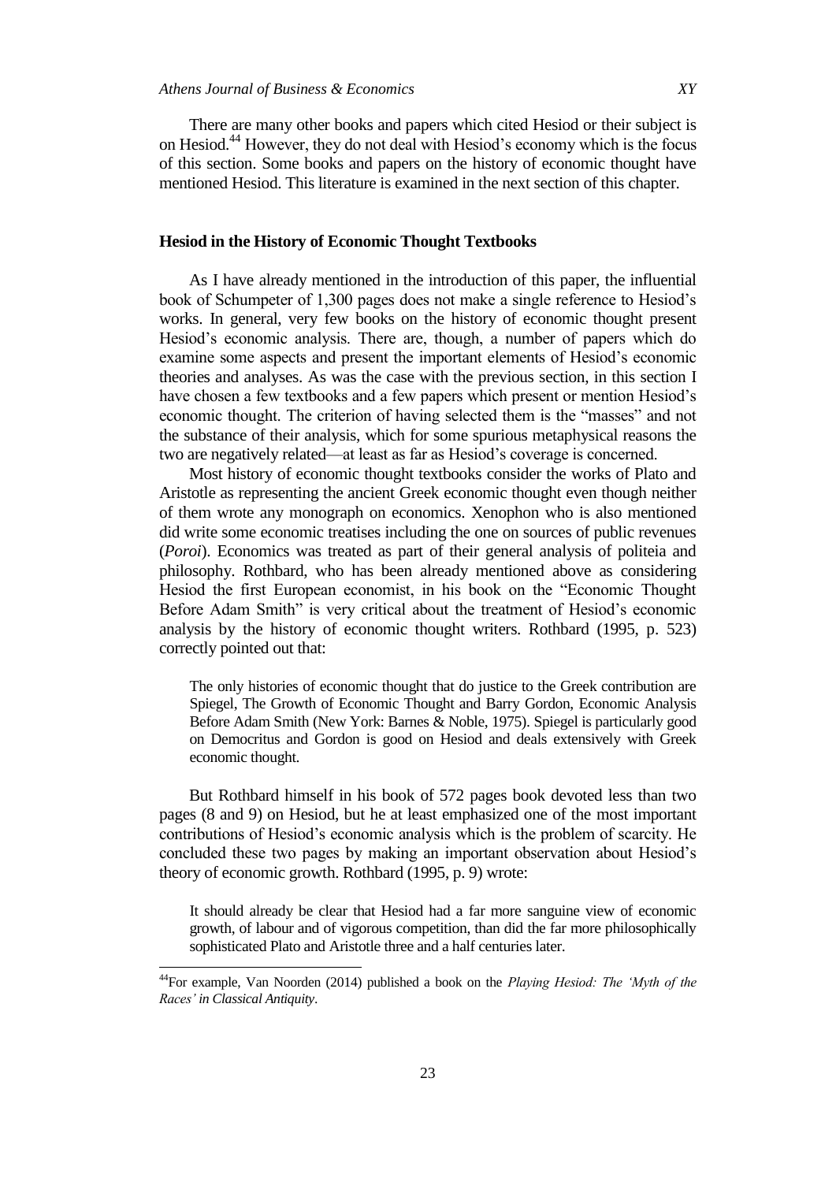There are many other books and papers which cited Hesiod or their subject is on Hesiod.[44] However, they do not deal with Hesiod's economy which is the focus of this section. Some books and papers on the history of economic thought have mentioned Hesiod. This literature is examined in the next section of this chapter.

## Hesiod in the History of Economic Thought Textbooks

As I have already mentioned in the introduction of this paper, the influential book of Schumpeter of 1,300 pages does not make a single reference to Hesiod's works. In general, very few books on the history of economic thought present Hesiod's economic analysis. There are, though, a number of papers which do examine some aspects and present the important elements of Hesiod's economic theories and analyses. As was the case with the previous section, in this section I have chosen a few textbooks and a few papers which present or mention Hesiod's economic thought. The criterion of having selected them is the "masses" and not the substance of their analysis, which for some spurious metaphysical reasons the two are negatively related—at least as far as Hesiod's coverage is concerned.

Most history of economic thought textbooks consider the works of Plato and Aristotle as representing the ancient Greek economic thought even though neither of them wrote any monograph on economics. Xenophon who is also mentioned did write some economic treatises including the one on sources of public revenues (*Poroi*). Economics was treated as part of their general analysis of politeia and philosophy. Rothbard, who has been already mentioned above as considering Hesiod the first European economist, in his book on the "Economic Thought Before Adam Smith" is very critical about the treatment of Hesiod's economic analysis by the history of economic thought writers. Rothbard (1995, p. 523) correctly pointed out that:

> The only histories of economic thought that do justice to the Greek contribution are Spiegel, The Growth of Economic Thought and Barry Gordon, Economic Analysis Before Adam Smith (New York: Barnes & Noble, 1975). Spiegel is particularly good on Democritus and Gordon is good on Hesiod and deals extensively with Greek economic thought.

But Rothbard himself in his book of 572 pages book devoted less than two pages (8 and 9) on Hesiod, but he at least emphasized one of the most important contributions of Hesiod's economic analysis which is the problem of scarcity. He concluded these two pages by making an important observation about Hesiod's theory of economic growth. Rothbard (1995, p. 9) wrote:

> It should already be clear that Hesiod had a far more sanguine view of economic growth, of labour and of vigorous competition, than did the far more philosophically sophisticated Plato and Aristotle three and a half centuries later.

[44] For example, Van Noorden (2014) published a book on the *Playing Hesiod: The 'Myth of the Races' in Classical Antiquity*.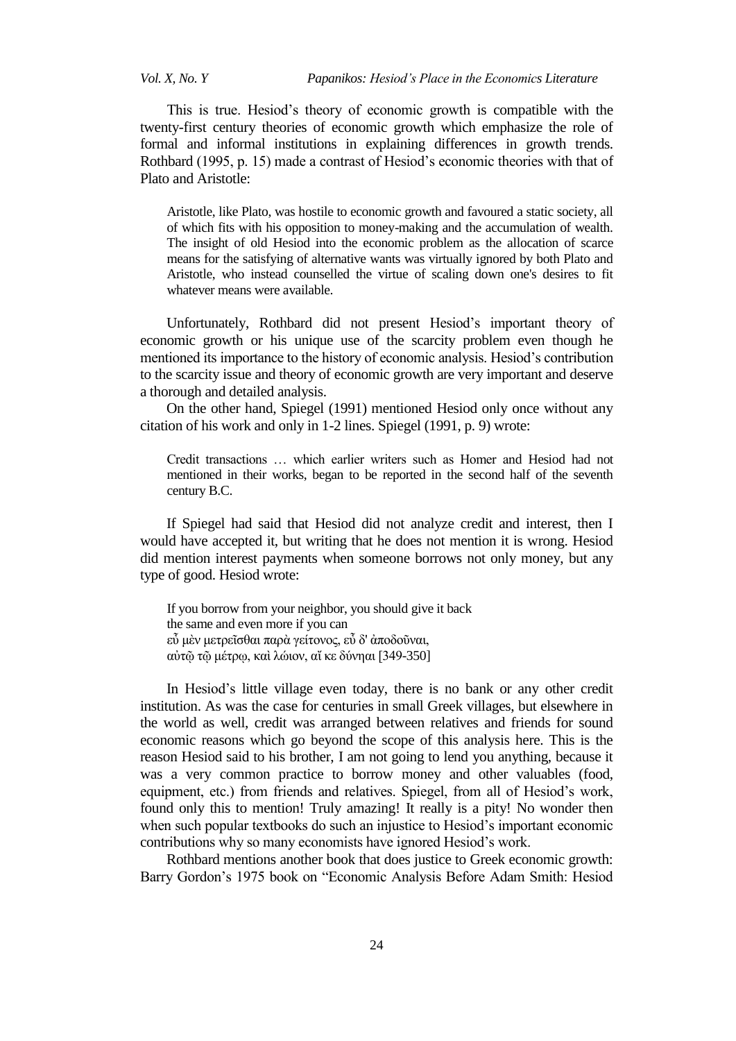This is true. Hesiod's theory of economic growth is compatible with the twenty-first century theories of economic growth which emphasize the role of formal and informal institutions in explaining differences in growth trends. Rothbard (1995, p. 15) made a contrast of Hesiod's economic theories with that of Plato and Aristotle:

> Aristotle, like Plato, was hostile to economic growth and favoured a static society, all of which fits with his opposition to money-making and the accumulation of wealth. The insight of old Hesiod into the economic problem as the allocation of scarce means for the satisfying of alternative wants was virtually ignored by both Plato and Aristotle, who instead counselled the virtue of scaling down one's desires to fit whatever means were available.

Unfortunately, Rothbard did not present Hesiod's important theory of economic growth or his unique use of the scarcity problem even though he mentioned its importance to the history of economic analysis. Hesiod's contribution to the scarcity issue and theory of economic growth are very important and deserve a thorough and detailed analysis.

On the other hand, Spiegel (1991) mentioned Hesiod only once without any citation of his work and only in 1-2 lines. Spiegel (1991, p. 9) wrote:

> Credit transactions … which earlier writers such as Homer and Hesiod had not mentioned in their works, began to be reported in the second half of the seventh century B.C.

If Spiegel had said that Hesiod did not analyze credit and interest, then I would have accepted it, but writing that he does not mention it is wrong. Hesiod did mention interest payments when someone borrows not only money, but any type of good. Hesiod wrote:

> If you borrow from your neighbor, you should give it back
> the same and even more if you can
> εὖ μὲν μετρεῖσθαι παρὰ γείτονος, εὖ δ' ἀποδοῦναι,
> αὐτῷ τῷ μέτρῳ, καὶ λώιον, αἴ κε δύνηαι [349-350]

In Hesiod's little village even today, there is no bank or any other credit institution. As was the case for centuries in small Greek villages, but elsewhere in the world as well, credit was arranged between relatives and friends for sound economic reasons which go beyond the scope of this analysis here. This is the reason Hesiod said to his brother, I am not going to lend you anything, because it was a very common practice to borrow money and other valuables (food, equipment, etc.) from friends and relatives. Spiegel, from all of Hesiod's work, found only this to mention! Truly amazing! It really is a pity! No wonder then when such popular textbooks do such an injustice to Hesiod's important economic contributions why so many economists have ignored Hesiod's work.

Rothbard mentions another book that does justice to Greek economic growth: Barry Gordon's 1975 book on "Economic Analysis Before Adam Smith: Hesiod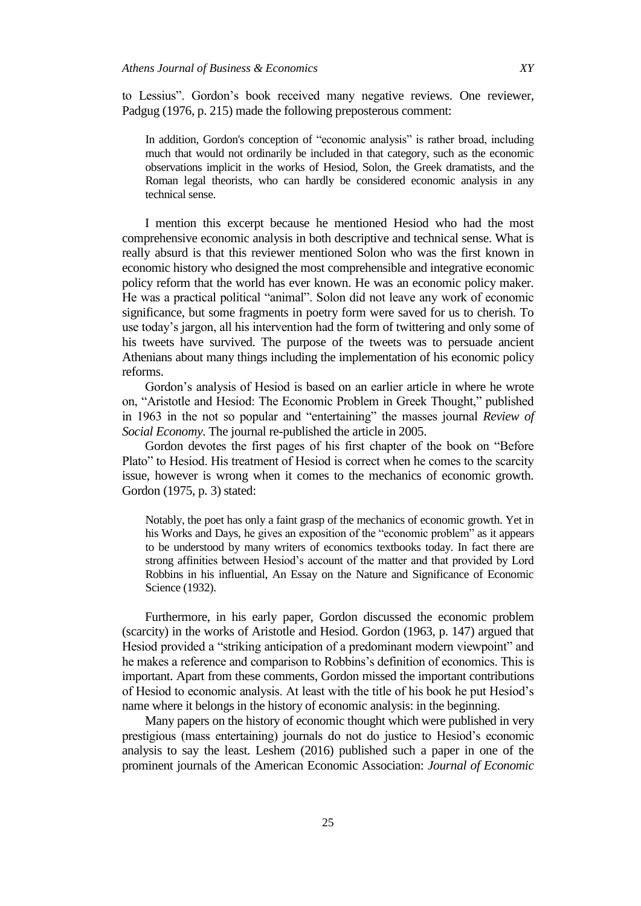to Lessius". Gordon's book received many negative reviews. One reviewer, Padgug (1976, p. 215) made the following preposterous comment:

> In addition, Gordon's conception of "economic analysis" is rather broad, including much that would not ordinarily be included in that category, such as the economic observations implicit in the works of Hesiod, Solon, the Greek dramatists, and the Roman legal theorists, who can hardly be considered economic analysis in any technical sense.

I mention this excerpt because he mentioned Hesiod who had the most comprehensive economic analysis in both descriptive and technical sense. What is really absurd is that this reviewer mentioned Solon who was the first known in economic history who designed the most comprehensible and integrative economic policy reform that the world has ever known. He was an economic policy maker. He was a practical political "animal". Solon did not leave any work of economic significance, but some fragments in poetry form were saved for us to cherish. To use today's jargon, all his intervention had the form of twittering and only some of his tweets have survived. The purpose of the tweets was to persuade ancient Athenians about many things including the implementation of his economic policy reforms.

Gordon's analysis of Hesiod is based on an earlier article in where he wrote on, "Aristotle and Hesiod: The Economic Problem in Greek Thought," published in 1963 in the not so popular and "entertaining" the masses journal *Review of Social Economy*. The journal re-published the article in 2005.

Gordon devotes the first pages of his first chapter of the book on "Before Plato" to Hesiod. His treatment of Hesiod is correct when he comes to the scarcity issue, however is wrong when it comes to the mechanics of economic growth. Gordon (1975, p. 3) stated:

> Notably, the poet has only a faint grasp of the mechanics of economic growth. Yet in his Works and Days, he gives an exposition of the "economic problem" as it appears to be understood by many writers of economics textbooks today. In fact there are strong affinities between Hesiod's account of the matter and that provided by Lord Robbins in his influential, An Essay on the Nature and Significance of Economic Science (1932).

Furthermore, in his early paper, Gordon discussed the economic problem (scarcity) in the works of Aristotle and Hesiod. Gordon (1963, p. 147) argued that Hesiod provided a "striking anticipation of a predominant modern viewpoint" and he makes a reference and comparison to Robbins's definition of economics. This is important. Apart from these comments, Gordon missed the important contributions of Hesiod to economic analysis. At least with the title of his book he put Hesiod's name where it belongs in the history of economic analysis: in the beginning.

Many papers on the history of economic thought which were published in very prestigious (mass entertaining) journals do not do justice to Hesiod's economic analysis to say the least. Leshem (2016) published such a paper in one of the prominent journals of the American Economic Association: *Journal of Economic*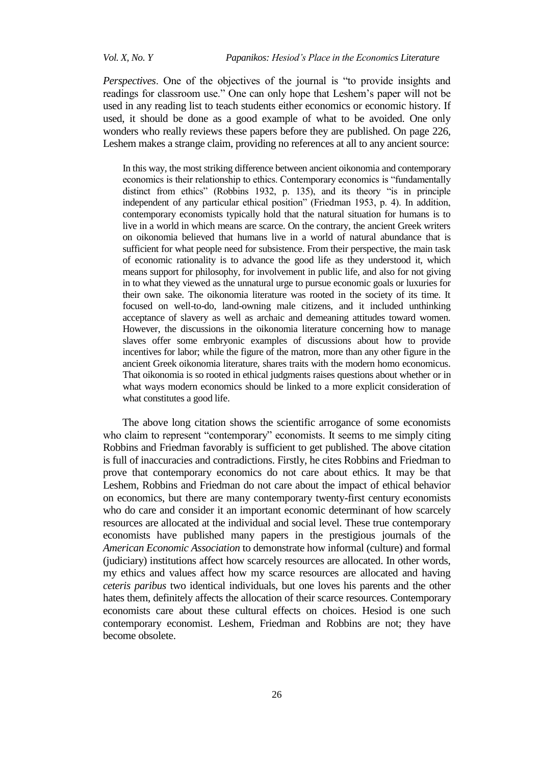*Perspectives*. One of the objectives of the journal is "to provide insights and readings for classroom use." One can only hope that Leshem's paper will not be used in any reading list to teach students either economics or economic history. If used, it should be done as a good example of what to be avoided. One only wonders who really reviews these papers before they are published. On page 226, Leshem makes a strange claim, providing no references at all to any ancient source:

> In this way, the most striking difference between ancient oikonomia and contemporary economics is their relationship to ethics. Contemporary economics is "fundamentally distinct from ethics" (Robbins 1932, p. 135), and its theory "is in principle independent of any particular ethical position" (Friedman 1953, p. 4). In addition, contemporary economists typically hold that the natural situation for humans is to live in a world in which means are scarce. On the contrary, the ancient Greek writers on oikonomia believed that humans live in a world of natural abundance that is sufficient for what people need for subsistence. From their perspective, the main task of economic rationality is to advance the good life as they understood it, which means support for philosophy, for involvement in public life, and also for not giving in to what they viewed as the unnatural urge to pursue economic goals or luxuries for their own sake. The oikonomia literature was rooted in the society of its time. It focused on well-to-do, land-owning male citizens, and it included unthinking acceptance of slavery as well as archaic and demeaning attitudes toward women. However, the discussions in the oikonomia literature concerning how to manage slaves offer some embryonic examples of discussions about how to provide incentives for labor; while the figure of the matron, more than any other figure in the ancient Greek oikonomia literature, shares traits with the modern homo economicus. That oikonomia is so rooted in ethical judgments raises questions about whether or in what ways modern economics should be linked to a more explicit consideration of what constitutes a good life.

The above long citation shows the scientific arrogance of some economists who claim to represent "contemporary" economists. It seems to me simply citing Robbins and Friedman favorably is sufficient to get published. The above citation is full of inaccuracies and contradictions. Firstly, he cites Robbins and Friedman to prove that contemporary economics do not care about ethics. It may be that Leshem, Robbins and Friedman do not care about the impact of ethical behavior on economics, but there are many contemporary twenty-first century economists who do care and consider it an important economic determinant of how scarcely resources are allocated at the individual and social level. These true contemporary economists have published many papers in the prestigious journals of the *American Economic Association* to demonstrate how informal (culture) and formal (judiciary) institutions affect how scarcely resources are allocated. In other words, my ethics and values affect how my scarce resources are allocated and having *ceteris paribus* two identical individuals, but one loves his parents and the other hates them, definitely affects the allocation of their scarce resources. Contemporary economists care about these cultural effects on choices. Hesiod is one such contemporary economist. Leshem, Friedman and Robbins are not; they have become obsolete.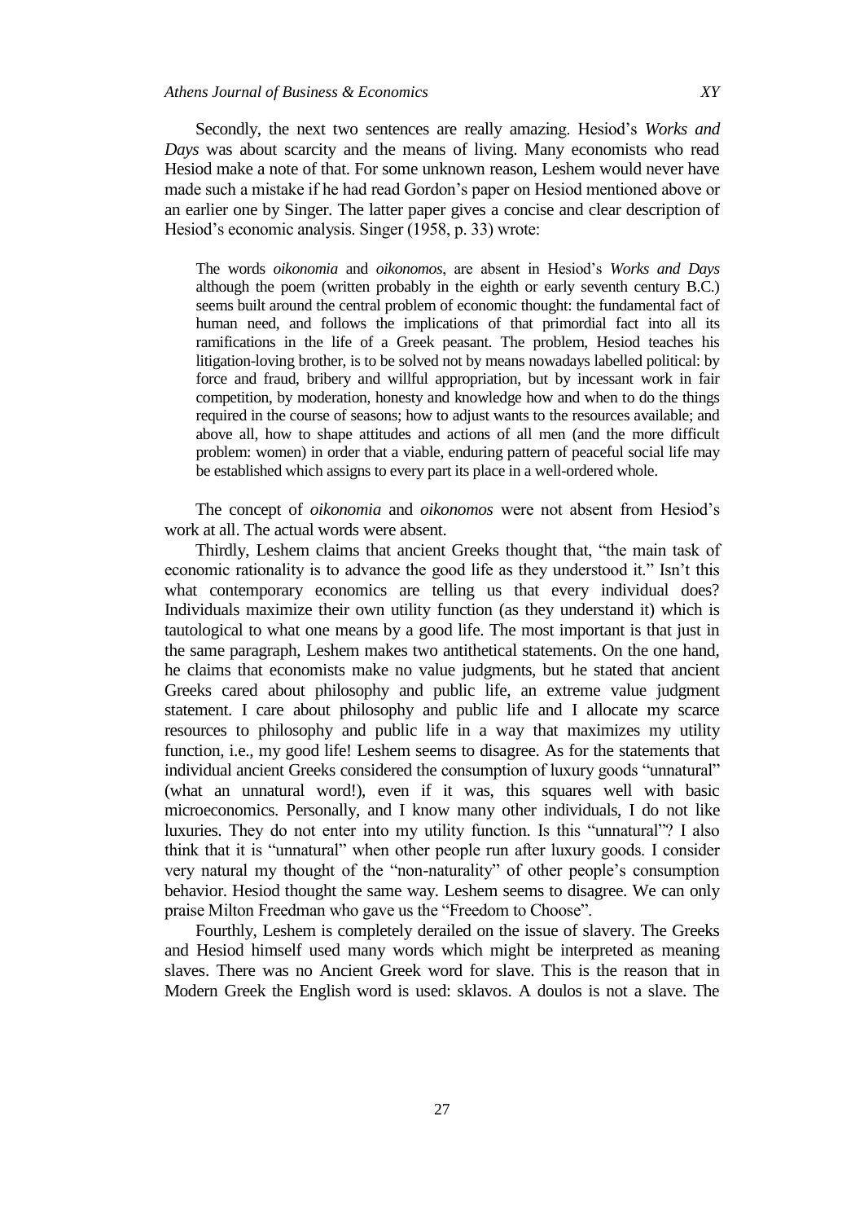Secondly, the next two sentences are really amazing. Hesiod's *Works and Days* was about scarcity and the means of living. Many economists who read Hesiod make a note of that. For some unknown reason, Leshem would never have made such a mistake if he had read Gordon's paper on Hesiod mentioned above or an earlier one by Singer. The latter paper gives a concise and clear description of Hesiod's economic analysis. Singer (1958, p. 33) wrote:

> The words *oikonomia* and *oikonomos*, are absent in Hesiod's *Works and Days* although the poem (written probably in the eighth or early seventh century B.C.) seems built around the central problem of economic thought: the fundamental fact of human need, and follows the implications of that primordial fact into all its ramifications in the life of a Greek peasant. The problem, Hesiod teaches his litigation-loving brother, is to be solved not by means nowadays labelled political: by force and fraud, bribery and willful appropriation, but by incessant work in fair competition, by moderation, honesty and knowledge how and when to do the things required in the course of seasons; how to adjust wants to the resources available; and above all, how to shape attitudes and actions of all men (and the more difficult problem: women) in order that a viable, enduring pattern of peaceful social life may be established which assigns to every part its place in a well-ordered whole.

The concept of *oikonomia* and *oikonomos* were not absent from Hesiod's work at all. The actual words were absent.

Thirdly, Leshem claims that ancient Greeks thought that, "the main task of economic rationality is to advance the good life as they understood it." Isn't this what contemporary economics are telling us that every individual does? Individuals maximize their own utility function (as they understand it) which is tautological to what one means by a good life. The most important is that just in the same paragraph, Leshem makes two antithetical statements. On the one hand, he claims that economists make no value judgments, but he stated that ancient Greeks cared about philosophy and public life, an extreme value judgment statement. I care about philosophy and public life and I allocate my scarce resources to philosophy and public life in a way that maximizes my utility function, i.e., my good life! Leshem seems to disagree. As for the statements that individual ancient Greeks considered the consumption of luxury goods "unnatural" (what an unnatural word!), even if it was, this squares well with basic microeconomics. Personally, and I know many other individuals, I do not like luxuries. They do not enter into my utility function. Is this "unnatural"? I also think that it is "unnatural" when other people run after luxury goods. I consider very natural my thought of the "non-naturality" of other people's consumption behavior. Hesiod thought the same way. Leshem seems to disagree. We can only praise Milton Freedman who gave us the "Freedom to Choose".

Fourthly, Leshem is completely derailed on the issue of slavery. The Greeks and Hesiod himself used many words which might be interpreted as meaning slaves. There was no Ancient Greek word for slave. This is the reason that in Modern Greek the English word is used: sklavos. A doulos is not a slave. The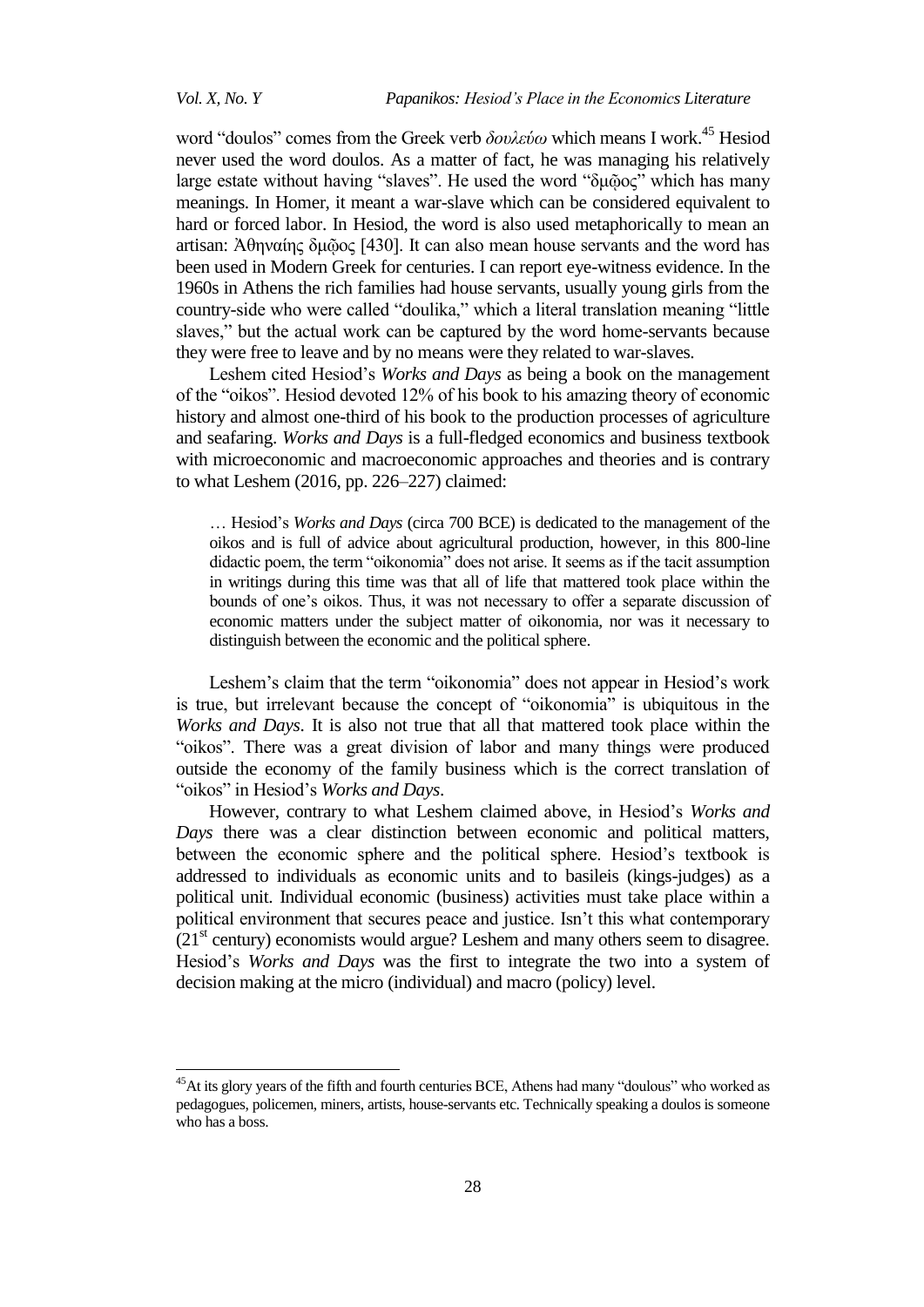word "doulos" comes from the Greek verb *δουλεύω* which means I work.[45] Hesiod never used the word doulos. As a matter of fact, he was managing his relatively large estate without having "slaves". He used the word "δμῷος" which has many meanings. In Homer, it meant a war-slave which can be considered equivalent to hard or forced labor. In Hesiod, the word is also used metaphorically to mean an artisan: Ἀθηναίης δμῷος [430]. It can also mean house servants and the word has been used in Modern Greek for centuries. I can report eye-witness evidence. In the 1960s in Athens the rich families had house servants, usually young girls from the country-side who were called "doulika," which a literal translation meaning "little slaves," but the actual work can be captured by the word home-servants because they were free to leave and by no means were they related to war-slaves.

Leshem cited Hesiod's *Works and Days* as being a book on the management of the "oikos". Hesiod devoted 12% of his book to his amazing theory of economic history and almost one-third of his book to the production processes of agriculture and seafaring. *Works and Days* is a full-fledged economics and business textbook with microeconomic and macroeconomic approaches and theories and is contrary to what Leshem (2016, pp. 226–227) claimed:

> … Hesiod's *Works and Days* (circa 700 BCE) is dedicated to the management of the oikos and is full of advice about agricultural production, however, in this 800-line didactic poem, the term "oikonomia" does not arise. It seems as if the tacit assumption in writings during this time was that all of life that mattered took place within the bounds of one's oikos. Thus, it was not necessary to offer a separate discussion of economic matters under the subject matter of oikonomia, nor was it necessary to distinguish between the economic and the political sphere.

Leshem's claim that the term "oikonomia" does not appear in Hesiod's work is true, but irrelevant because the concept of "oikonomia" is ubiquitous in the *Works and Days*. It is also not true that all that mattered took place within the "oikos". There was a great division of labor and many things were produced outside the economy of the family business which is the correct translation of "oikos" in Hesiod's *Works and Days*.

However, contrary to what Leshem claimed above, in Hesiod's *Works and Days* there was a clear distinction between economic and political matters, between the economic sphere and the political sphere. Hesiod's textbook is addressed to individuals as economic units and to basileis (kings-judges) as a political unit. Individual economic (business) activities must take place within a political environment that secures peace and justice. Isn't this what contemporary (21st century) economists would argue? Leshem and many others seem to disagree. Hesiod's *Works and Days* was the first to integrate the two into a system of decision making at the micro (individual) and macro (policy) level.

---

[45] At its glory years of the fifth and fourth centuries BCE, Athens had many "doulous" who worked as pedagogues, policemen, miners, artists, house-servants etc. Technically speaking a doulos is someone who has a boss.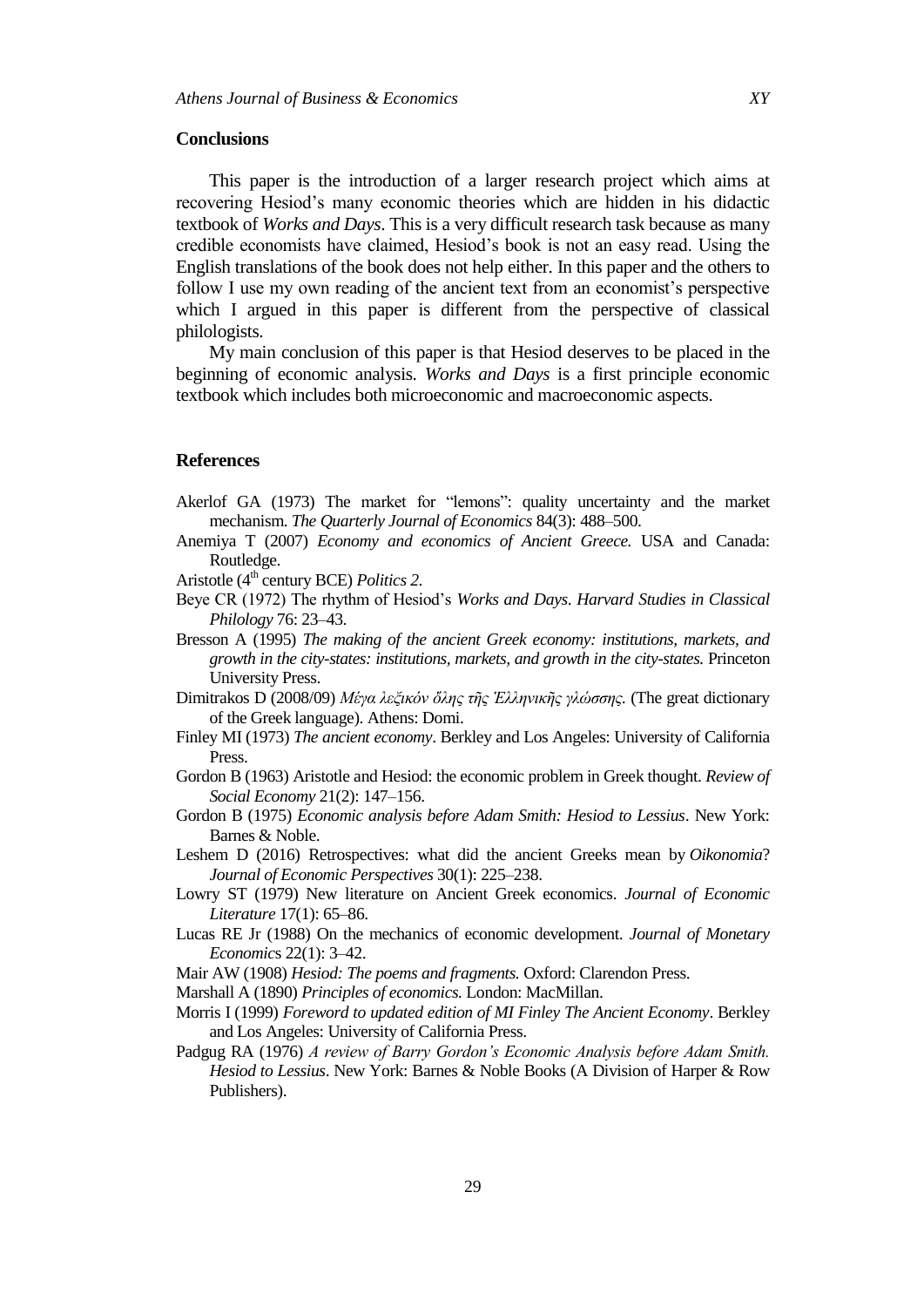## Conclusions

This paper is the introduction of a larger research project which aims at recovering Hesiod's many economic theories which are hidden in his didactic textbook of *Works and Days*. This is a very difficult research task because as many credible economists have claimed, Hesiod's book is not an easy read. Using the English translations of the book does not help either. In this paper and the others to follow I use my own reading of the ancient text from an economist's perspective which I argued in this paper is different from the perspective of classical philologists.

My main conclusion of this paper is that Hesiod deserves to be placed in the beginning of economic analysis. *Works and Days* is a first principle economic textbook which includes both microeconomic and macroeconomic aspects.

## References

Akerlof GA (1973) The market for "lemons": quality uncertainty and the market mechanism. *The Quarterly Journal of Economics* 84(3): 488–500.

Anemiya T (2007) *Economy and economics of Ancient Greece.* USA and Canada: Routledge.

Aristotle (4th century BCE) *Politics 2*.

Beye CR (1972) The rhythm of Hesiod's *Works and Days*. *Harvard Studies in Classical Philology* 76: 23–43.

Bresson A (1995) *The making of the ancient Greek economy: institutions, markets, and growth in the city-states: institutions, markets, and growth in the city-states.* Princeton University Press.

Dimitrakos D (2008/09) *Μέγα λεξικόν όλης τῆς Ἑλληνικῆς γλώσσης.* (The great dictionary of the Greek language). Athens: Domi.

Finley MI (1973) *The ancient economy*. Berkley and Los Angeles: University of California Press.

Gordon B (1963) Aristotle and Hesiod: the economic problem in Greek thought. *Review of Social Economy* 21(2): 147–156.

Gordon B (1975) *Economic analysis before Adam Smith: Hesiod to Lessius*. New York: Barnes & Noble.

Leshem D (2016) Retrospectives: what did the ancient Greeks mean by *Oikonomia*? *Journal of Economic Perspectives* 30(1): 225–238.

Lowry ST (1979) New literature on Ancient Greek economics. *Journal of Economic Literature* 17(1): 65–86.

Lucas RE Jr (1988) On the mechanics of economic development. *Journal of Monetary Economics* 22(1): 3–42.

Mair AW (1908) *Hesiod: The poems and fragments.* Oxford: Clarendon Press.

Marshall A (1890) *Principles of economics.* London: MacMillan.

Morris I (1999) *Foreword to updated edition of MI Finley The Ancient Economy*. Berkley and Los Angeles: University of California Press.

Padgug RA (1976) *A review of Barry Gordon's Economic Analysis before Adam Smith. Hesiod to Lessius*. New York: Barnes & Noble Books (A Division of Harper & Row Publishers).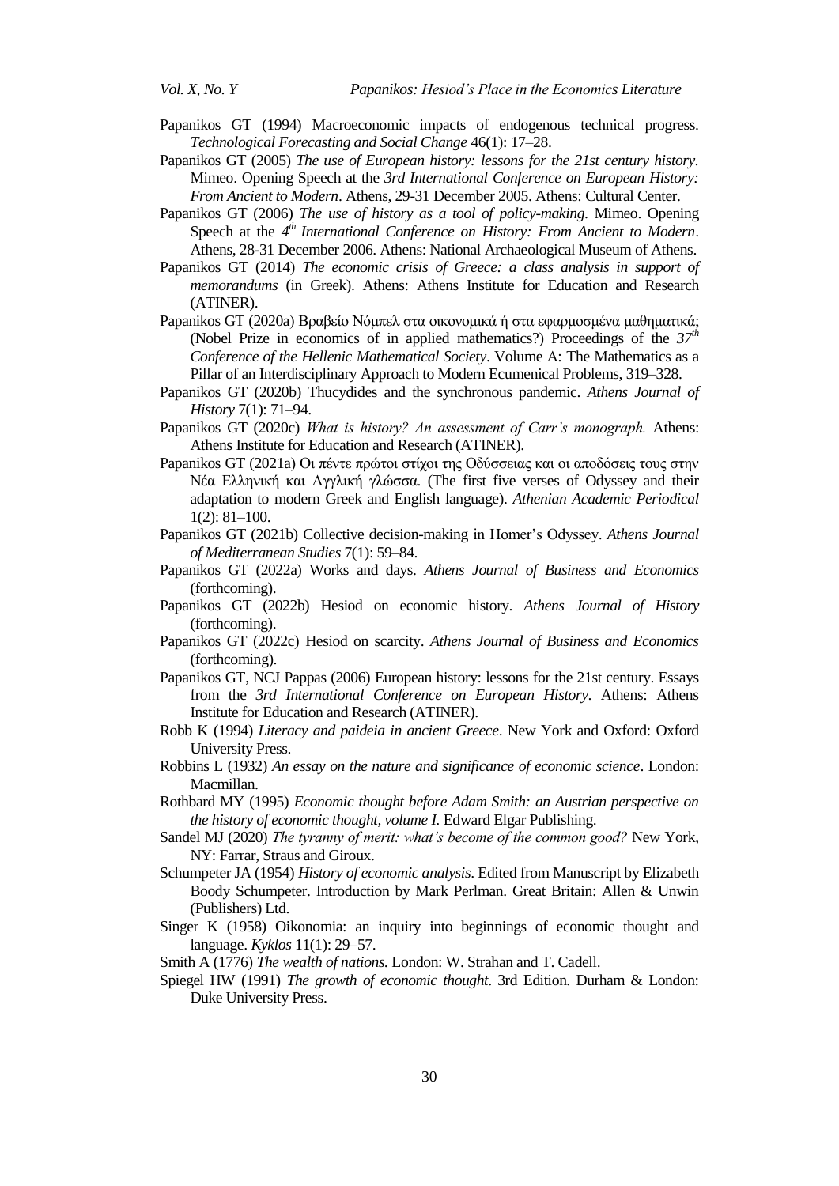Papanikos GT (1994) Macroeconomic impacts of endogenous technical progress. *Technological Forecasting and Social Change* 46(1): 17–28.

Papanikos GT (2005) *The use of European history: lessons for the 21st century history*. Mimeo. Opening Speech at the *3rd International Conference on European History: From Ancient to Modern*. Athens, 29-31 December 2005. Athens: Cultural Center.

Papanikos GT (2006) *The use of history as a tool of policy-making*. Mimeo. Opening Speech at the *4th International Conference on History: From Ancient to Modern*. Athens, 28-31 December 2006. Athens: National Archaeological Museum of Athens.

Papanikos GT (2014) *The economic crisis of Greece: a class analysis in support of memorandums* (in Greek). Athens: Athens Institute for Education and Research (ATINER).

Papanikos GT (2020a) Βραβείο Νόμπελ στα οικονομικά ή στα εφαρμοσμένα μαθηματικά; (Nobel Prize in economics of in applied mathematics?) Proceedings of the *37th Conference of the Hellenic Mathematical Society*. Volume A: The Mathematics as a Pillar of an Interdisciplinary Approach to Modern Ecumenical Problems, 319–328.

Papanikos GT (2020b) Thucydides and the synchronous pandemic. *Athens Journal of History* 7(1): 71–94.

Papanikos GT (2020c) *What is history? An assessment of Carr's monograph.* Athens: Athens Institute for Education and Research (ATINER).

Papanikos GT (2021a) Οι πέντε πρώτοι στίχοι της Οδύσσειας και οι αποδόσεις τους στην Νέα Ελληνική και Αγγλική γλώσσα. (The first five verses of Odyssey and their adaptation to modern Greek and English language). *Athenian Academic Periodical* 1(2): 81–100.

Papanikos GT (2021b) Collective decision-making in Homer's Odyssey. *Athens Journal of Mediterranean Studies* 7(1): 59–84.

Papanikos GT (2022a) Works and days. *Athens Journal of Business and Economics* (forthcoming).

Papanikos GT (2022b) Hesiod on economic history. *Athens Journal of History* (forthcoming).

Papanikos GT (2022c) Hesiod on scarcity. *Athens Journal of Business and Economics* (forthcoming).

Papanikos GT, NCJ Pappas (2006) European history: lessons for the 21st century. Essays from the *3rd International Conference on European History*. Athens: Athens Institute for Education and Research (ATINER).

Robb K (1994) *Literacy and paideia in ancient Greece*. New York and Oxford: Oxford University Press.

Robbins L (1932) *An essay on the nature and significance of economic science*. London: Macmillan.

Rothbard MY (1995) *Economic thought before Adam Smith: an Austrian perspective on the history of economic thought, volume I.* Edward Elgar Publishing.

Sandel MJ (2020) *The tyranny of merit: what's become of the common good?* New York, NY: Farrar, Straus and Giroux.

Schumpeter JA (1954) *History of economic analysis*. Edited from Manuscript by Elizabeth Boody Schumpeter. Introduction by Mark Perlman. Great Britain: Allen & Unwin (Publishers) Ltd.

Singer K (1958) Oikonomia: an inquiry into beginnings of economic thought and language. *Kyklos* 11(1): 29–57.

Smith A (1776) *The wealth of nations.* London: W. Strahan and T. Cadell.

Spiegel HW (1991) *The growth of economic thought*. 3rd Edition. Durham & London: Duke University Press.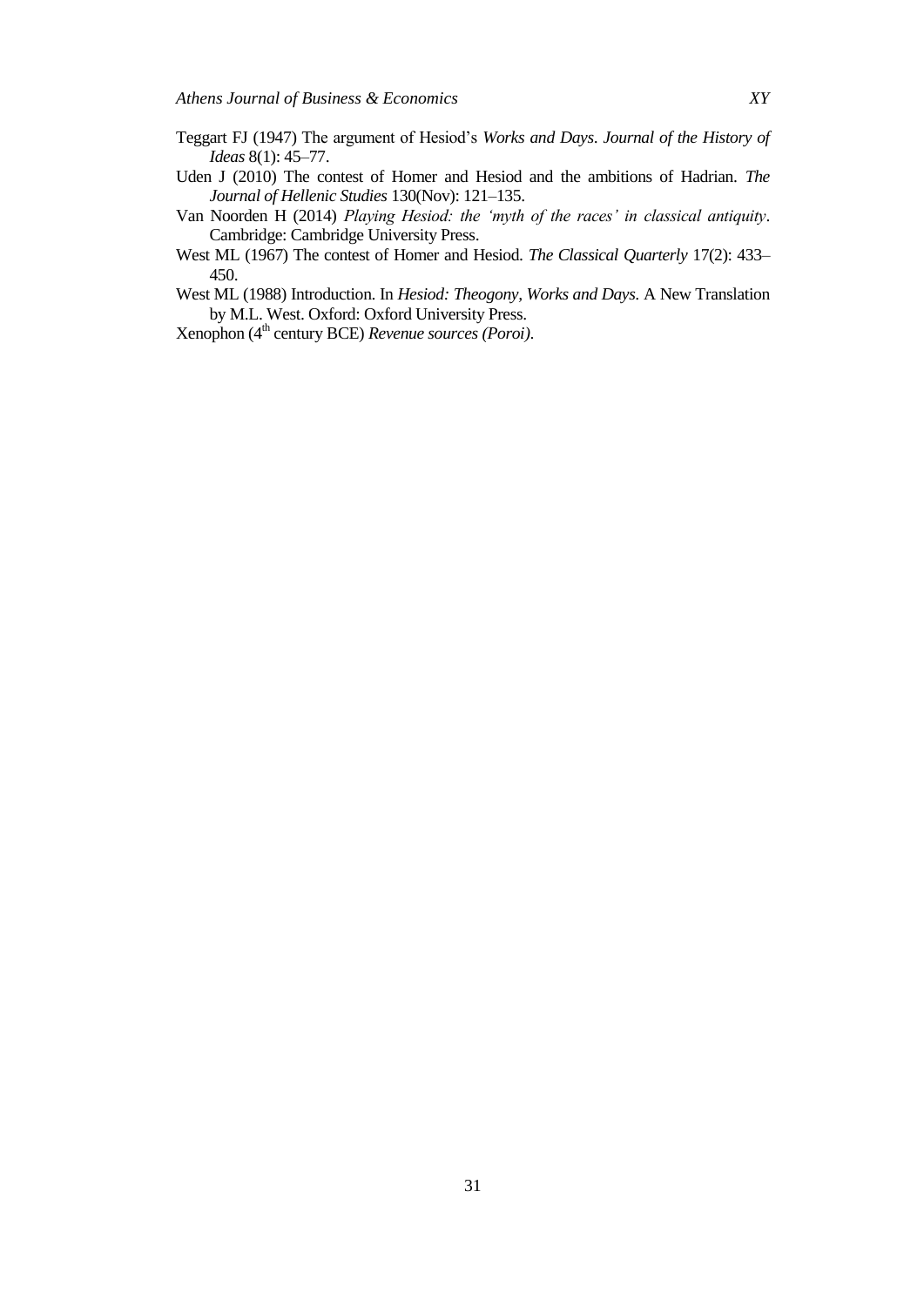Teggart FJ (1947) The argument of Hesiod's *Works and Days*. *Journal of the History of Ideas* 8(1): 45–77.

Uden J (2010) The contest of Homer and Hesiod and the ambitions of Hadrian. *The Journal of Hellenic Studies* 130(Nov): 121–135.

Van Noorden H (2014) *Playing Hesiod: the 'myth of the races' in classical antiquity*. Cambridge: Cambridge University Press.

West ML (1967) The contest of Homer and Hesiod. *The Classical Quarterly* 17(2): 433–450.

West ML (1988) Introduction. In *Hesiod: Theogony, Works and Days.* A New Translation by M.L. West. Oxford: Oxford University Press.

Xenophon (4th century BCE) *Revenue sources (Poroi)*.